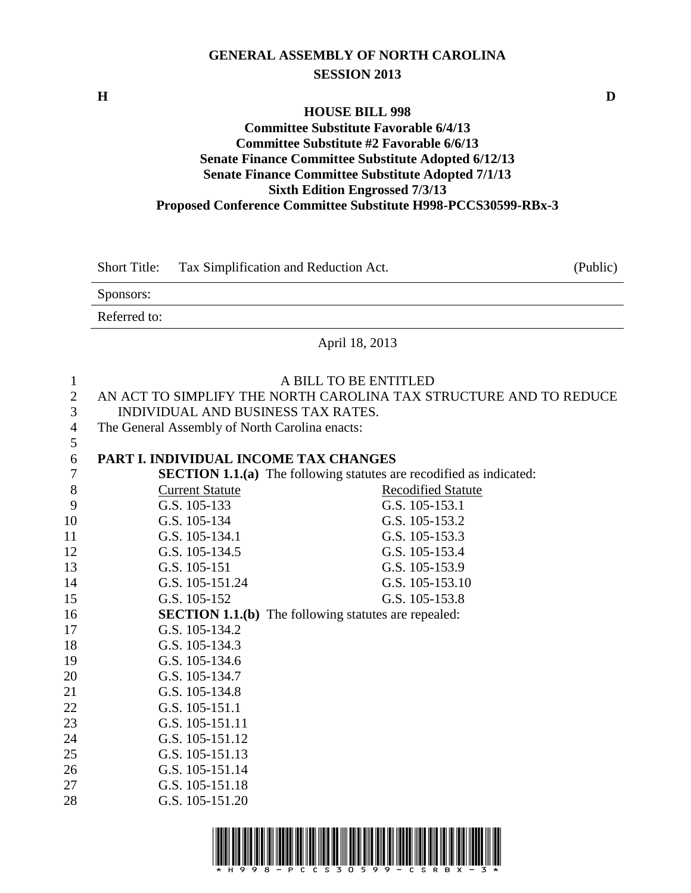# GENERAL ASSEMBLY OF NORTH CAROLINA
## SESSION 2013

H D

### HOUSE BILL 998
**Committee Substitute Favorable 6/4/13**
**Committee Substitute #2 Favorable 6/6/13**
**Senate Finance Committee Substitute Adopted 6/12/13**
**Senate Finance Committee Substitute Adopted 7/1/13**
**Sixth Edition Engrossed 7/3/13**
**Proposed Conference Committee Substitute H998-PCCS30599-RBx-3**

| Short Title: | Tax Simplification and Reduction Act. | (Public) |
|---|---|---|
| Sponsors: | | |
| Referred to: | | |

April 18, 2013

A BILL TO BE ENTITLED

AN ACT TO SIMPLIFY THE NORTH CAROLINA TAX STRUCTURE AND TO REDUCE INDIVIDUAL AND BUSINESS TAX RATES.

The General Assembly of North Carolina enacts:

**PART I. INDIVIDUAL INCOME TAX CHANGES**

**SECTION 1.1.(a)** The following statutes are recodified as indicated:

| Current Statute | Recodified Statute |
|---|---|
| G.S. 105-133 | G.S. 105-153.1 |
| G.S. 105-134 | G.S. 105-153.2 |
| G.S. 105-134.1 | G.S. 105-153.3 |
| G.S. 105-134.5 | G.S. 105-153.4 |
| G.S. 105-151 | G.S. 105-153.9 |
| G.S. 105-151.24 | G.S. 105-153.10 |
| G.S. 105-152 | G.S. 105-153.8 |

**SECTION 1.1.(b)** The following statutes are repealed:

G.S. 105-134.2
G.S. 105-134.3
G.S. 105-134.6
G.S. 105-134.7
G.S. 105-134.8
G.S. 105-151.1
G.S. 105-151.11
G.S. 105-151.12
G.S. 105-151.13
G.S. 105-151.14
G.S. 105-151.18
G.S. 105-151.20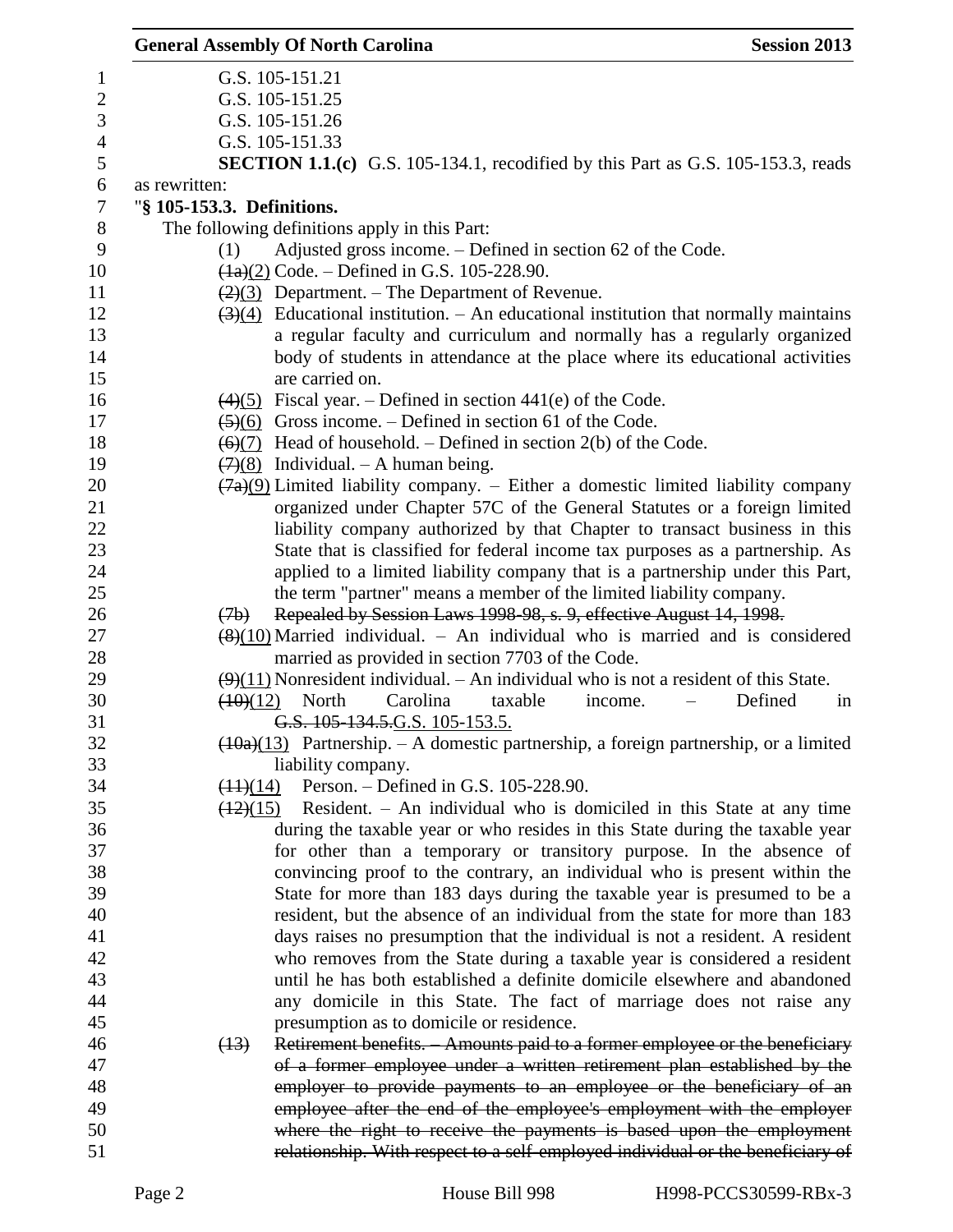G.S. 105-151.21
G.S. 105-151.25
G.S. 105-151.26
G.S. 105-151.33

**SECTION 1.1.(c)** G.S. 105-134.1, recodified by this Part as G.S. 105-153.3, reads as rewritten:

"**§ 105-153.3. Definitions.**

The following definitions apply in this Part:

(1) Adjusted gross income. – Defined in section 62 of the Code.

~~(1a)~~(2) Code. – Defined in G.S. 105-228.90.

~~(2)~~(3) Department. – The Department of Revenue.

~~(3)~~(4) Educational institution. – An educational institution that normally maintains a regular faculty and curriculum and normally has a regularly organized body of students in attendance at the place where its educational activities are carried on.

~~(4)~~(5) Fiscal year. – Defined in section 441(e) of the Code.

~~(5)~~(6) Gross income. – Defined in section 61 of the Code.

~~(6)~~(7) Head of household. – Defined in section 2(b) of the Code.

~~(7)~~(8) Individual. – A human being.

~~(7a)~~(9) Limited liability company. – Either a domestic limited liability company organized under Chapter 57C of the General Statutes or a foreign limited liability company authorized by that Chapter to transact business in this State that is classified for federal income tax purposes as a partnership. As applied to a limited liability company that is a partnership under this Part, the term "partner" means a member of the limited liability company.

~~(7b) Repealed by Session Laws 1998-98, s. 9, effective August 14, 1998.~~

~~(8)~~(10) Married individual. – An individual who is married and is considered married as provided in section 7703 of the Code.

~~(9)~~(11) Nonresident individual. – An individual who is not a resident of this State.

~~(10)~~(12) North Carolina taxable income. – Defined in ~~G.S. 105-134.5.~~G.S. 105-153.5.

~~(10a)~~(13) Partnership. – A domestic partnership, a foreign partnership, or a limited liability company.

~~(11)~~(14) Person. – Defined in G.S. 105-228.90.

~~(12)~~(15) Resident. – An individual who is domiciled in this State at any time during the taxable year or who resides in this State during the taxable year for other than a temporary or transitory purpose. In the absence of convincing proof to the contrary, an individual who is present within the State for more than 183 days during the taxable year is presumed to be a resident, but the absence of an individual from the state for more than 183 days raises no presumption that the individual is not a resident. A resident who removes from the State during a taxable year is considered a resident until he has both established a definite domicile elsewhere and abandoned any domicile in this State. The fact of marriage does not raise any presumption as to domicile or residence.

~~(13) Retirement benefits. – Amounts paid to a former employee or the beneficiary of a former employee under a written retirement plan established by the employer to provide payments to an employee or the beneficiary of an employee after the end of the employee's employment with the employer where the right to receive the payments is based upon the employment relationship. With respect to a self-employed individual or the beneficiary of~~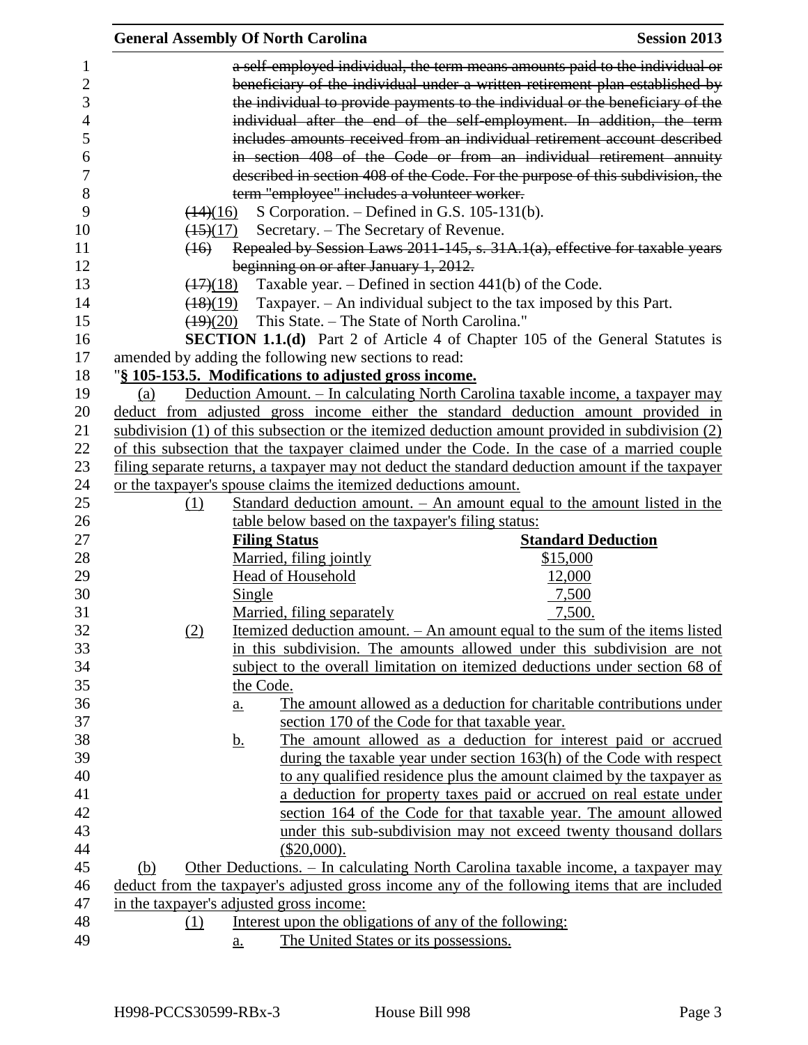~~a self-employed individual, the term means amounts paid to the individual or beneficiary of the individual under a written retirement plan established by the individual to provide payments to the individual or the beneficiary of the individual after the end of the self-employment. In addition, the term includes amounts received from an individual retirement account described in section 408 of the Code or from an individual retirement annuity described in section 408 of the Code. For the purpose of this subdivision, the term "employee" includes a volunteer worker.~~

~~(14)~~(16) S Corporation. – Defined in G.S. 105-131(b).

~~(15)~~(17) Secretary. – The Secretary of Revenue.

~~(16) Repealed by Session Laws 2011-145, s. 31A.1(a), effective for taxable years beginning on or after January 1, 2012.~~

~~(17)~~(18) Taxable year. – Defined in section 441(b) of the Code.

~~(18)~~(19) Taxpayer. – An individual subject to the tax imposed by this Part.

~~(19)~~(20) This State. – The State of North Carolina."

**SECTION 1.1.(d)** Part 2 of Article 4 of Chapter 105 of the General Statutes is amended by adding the following new sections to read:

"**§ 105-153.5. Modifications to adjusted gross income.**

(a) Deduction Amount. – In calculating North Carolina taxable income, a taxpayer may deduct from adjusted gross income either the standard deduction amount provided in subdivision (1) of this subsection or the itemized deduction amount provided in subdivision (2) of this subsection that the taxpayer claimed under the Code. In the case of a married couple filing separate returns, a taxpayer may not deduct the standard deduction amount if the taxpayer or the taxpayer's spouse claims the itemized deductions amount.

(1) Standard deduction amount. – An amount equal to the amount listed in the table below based on the taxpayer's filing status:

| Filing Status | Standard Deduction |
|---|---|
| Married, filing jointly | $15,000 |
| Head of Household | 12,000 |
| Single | 7,500 |
| Married, filing separately | 7,500. |

(2) Itemized deduction amount. – An amount equal to the sum of the items listed in this subdivision. The amounts allowed under this subdivision are not subject to the overall limitation on itemized deductions under section 68 of the Code.

a. The amount allowed as a deduction for charitable contributions under section 170 of the Code for that taxable year.

b. The amount allowed as a deduction for interest paid or accrued during the taxable year under section 163(h) of the Code with respect to any qualified residence plus the amount claimed by the taxpayer as a deduction for property taxes paid or accrued on real estate under section 164 of the Code for that taxable year. The amount allowed under this sub-subdivision may not exceed twenty thousand dollars ($20,000).

(b) Other Deductions. – In calculating North Carolina taxable income, a taxpayer may deduct from the taxpayer's adjusted gross income any of the following items that are included in the taxpayer's adjusted gross income:

(1) Interest upon the obligations of any of the following:

a. The United States or its possessions.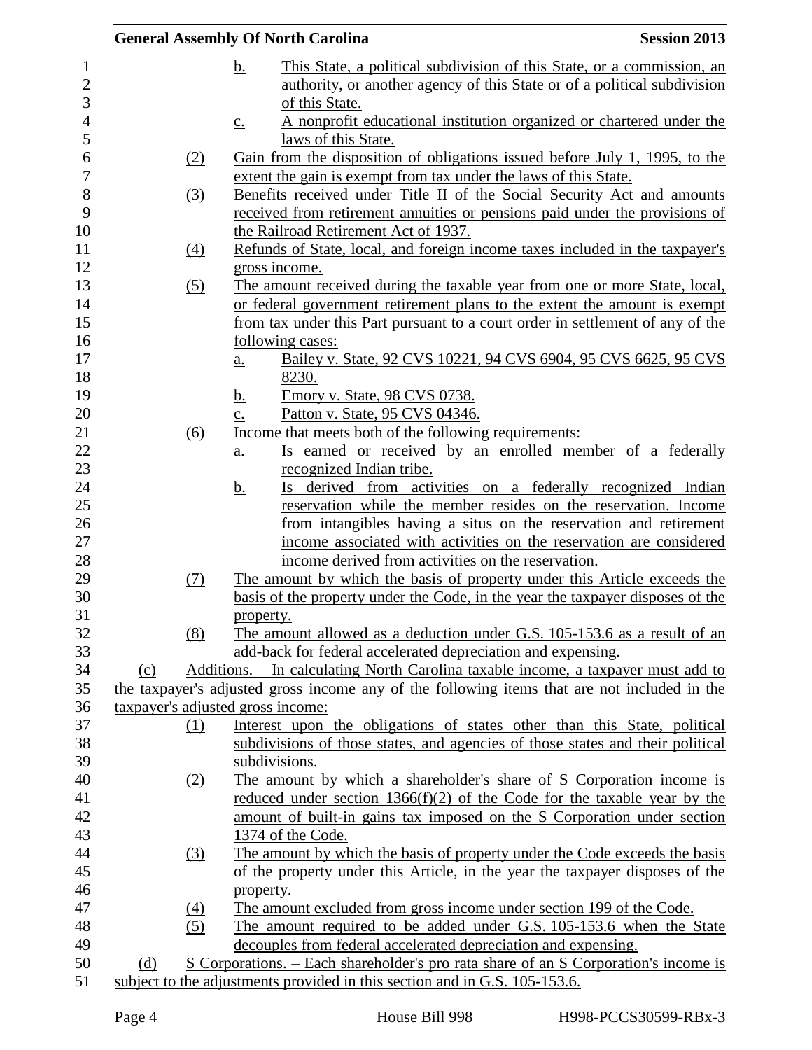b. This State, a political subdivision of this State, or a commission, an authority, or another agency of this State or of a political subdivision of this State.

c. A nonprofit educational institution organized or chartered under the laws of this State.

(2) Gain from the disposition of obligations issued before July 1, 1995, to the extent the gain is exempt from tax under the laws of this State.

(3) Benefits received under Title II of the Social Security Act and amounts received from retirement annuities or pensions paid under the provisions of the Railroad Retirement Act of 1937.

(4) Refunds of State, local, and foreign income taxes included in the taxpayer's gross income.

(5) The amount received during the taxable year from one or more State, local, or federal government retirement plans to the extent the amount is exempt from tax under this Part pursuant to a court order in settlement of any of the following cases:

a. Bailey v. State, 92 CVS 10221, 94 CVS 6904, 95 CVS 6625, 95 CVS 8230.

b. Emory v. State, 98 CVS 0738.

c. Patton v. State, 95 CVS 04346.

(6) Income that meets both of the following requirements:

a. Is earned or received by an enrolled member of a federally recognized Indian tribe.

b. Is derived from activities on a federally recognized Indian reservation while the member resides on the reservation. Income from intangibles having a situs on the reservation and retirement income associated with activities on the reservation are considered income derived from activities on the reservation.

(7) The amount by which the basis of property under this Article exceeds the basis of the property under the Code, in the year the taxpayer disposes of the property.

(8) The amount allowed as a deduction under G.S. 105-153.6 as a result of an add-back for federal accelerated depreciation and expensing.

(c) Additions. – In calculating North Carolina taxable income, a taxpayer must add to the taxpayer's adjusted gross income any of the following items that are not included in the taxpayer's adjusted gross income:

(1) Interest upon the obligations of states other than this State, political subdivisions of those states, and agencies of those states and their political subdivisions.

(2) The amount by which a shareholder's share of S Corporation income is reduced under section 1366(f)(2) of the Code for the taxable year by the amount of built-in gains tax imposed on the S Corporation under section 1374 of the Code.

(3) The amount by which the basis of property under the Code exceeds the basis of the property under this Article, in the year the taxpayer disposes of the property.

(4) The amount excluded from gross income under section 199 of the Code.

(5) The amount required to be added under G.S. 105-153.6 when the State decouples from federal accelerated depreciation and expensing.

(d) S Corporations. – Each shareholder's pro rata share of an S Corporation's income is subject to the adjustments provided in this section and in G.S. 105-153.6.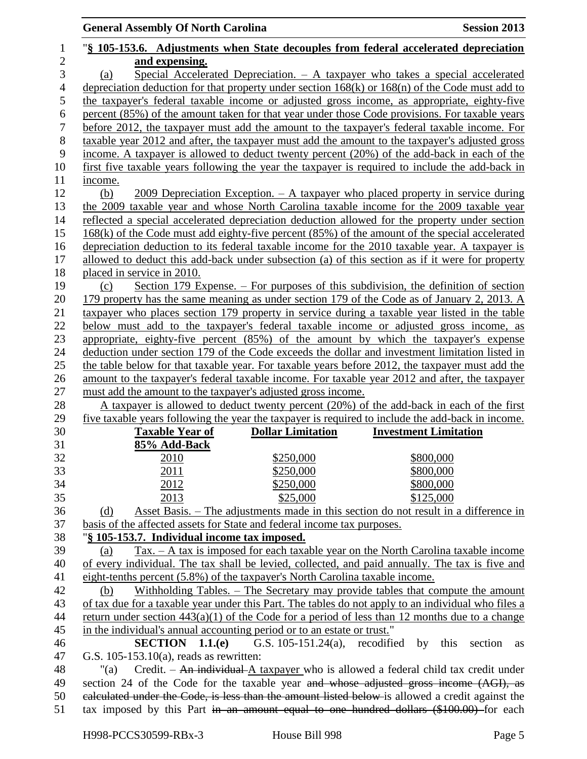"**§ 105-153.6. Adjustments when State decouples from federal accelerated depreciation and expensing.**

(a) Special Accelerated Depreciation. – A taxpayer who takes a special accelerated depreciation deduction for that property under section 168(k) or 168(n) of the Code must add to the taxpayer's federal taxable income or adjusted gross income, as appropriate, eighty-five percent (85%) of the amount taken for that year under those Code provisions. For taxable years before 2012, the taxpayer must add the amount to the taxpayer's federal taxable income. For taxable year 2012 and after, the taxpayer must add the amount to the taxpayer's adjusted gross income. A taxpayer is allowed to deduct twenty percent (20%) of the add-back in each of the first five taxable years following the year the taxpayer is required to include the add-back in income.

(b) 2009 Depreciation Exception. – A taxpayer who placed property in service during the 2009 taxable year and whose North Carolina taxable income for the 2009 taxable year reflected a special accelerated depreciation deduction allowed for the property under section 168(k) of the Code must add eighty-five percent (85%) of the amount of the special accelerated depreciation deduction to its federal taxable income for the 2010 taxable year. A taxpayer is allowed to deduct this add-back under subsection (a) of this section as if it were for property placed in service in 2010.

(c) Section 179 Expense. – For purposes of this subdivision, the definition of section 179 property has the same meaning as under section 179 of the Code as of January 2, 2013. A taxpayer who places section 179 property in service during a taxable year listed in the table below must add to the taxpayer's federal taxable income or adjusted gross income, as appropriate, eighty-five percent (85%) of the amount by which the taxpayer's expense deduction under section 179 of the Code exceeds the dollar and investment limitation listed in the table below for that taxable year. For taxable years before 2012, the taxpayer must add the amount to the taxpayer's federal taxable income. For taxable year 2012 and after, the taxpayer must add the amount to the taxpayer's adjusted gross income.

A taxpayer is allowed to deduct twenty percent (20%) of the add-back in each of the first five taxable years following the year the taxpayer is required to include the add-back in income.

| Taxable Year of 85% Add-Back | Dollar Limitation | Investment Limitation |
|---|---|---|
| 2010 | \$250,000 | \$800,000 |
| 2011 | \$250,000 | \$800,000 |
| 2012 | \$250,000 | \$800,000 |
| 2013 | \$25,000 | \$125,000 |

(d) Asset Basis. – The adjustments made in this section do not result in a difference in basis of the affected assets for State and federal income tax purposes.

"**§ 105-153.7. Individual income tax imposed.**

(a) Tax. – A tax is imposed for each taxable year on the North Carolina taxable income of every individual. The tax shall be levied, collected, and paid annually. The tax is five and eight-tenths percent (5.8%) of the taxpayer's North Carolina taxable income.

(b) Withholding Tables. – The Secretary may provide tables that compute the amount of tax due for a taxable year under this Part. The tables do not apply to an individual who files a return under section 443(a)(1) of the Code for a period of less than 12 months due to a change in the individual's annual accounting period or to an estate or trust."

**SECTION 1.1.(e)** G.S. 105-151.24(a), recodified by this section as G.S. 105-153.10(a), reads as rewritten:

"(a) Credit. – ~~An individual~~ A taxpayer who is allowed a federal child tax credit under section 24 of the Code for the taxable year ~~and whose adjusted gross income (AGI), as calculated under the Code, is less than the amount listed below~~ is allowed a credit against the tax imposed by this Part ~~in an amount equal to one hundred dollars (\$100.00)~~ for each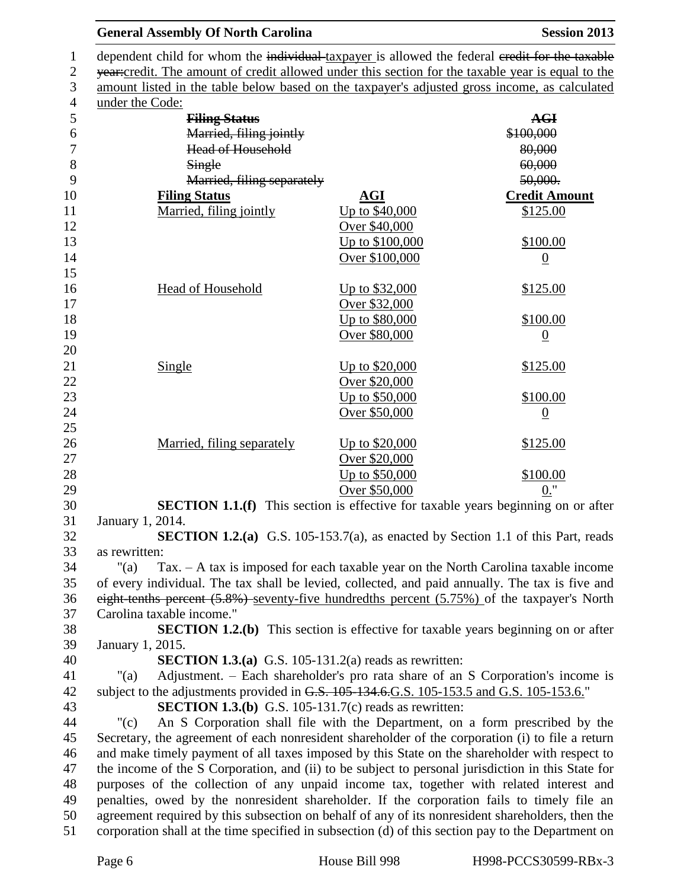dependent child for whom the ~~individual~~ taxpayer is allowed the federal ~~credit for the taxable year:~~credit. The amount of credit allowed under this section for the taxable year is equal to the amount listed in the table below based on the taxpayer's adjusted gross income, as calculated under the Code:

| ~~Filing Status~~ | ~~AGI~~ |
|---|---|
| ~~Married, filing jointly~~ | ~~$100,000~~ |
| ~~Head of Household~~ | ~~80,000~~ |
| ~~Single~~ | ~~60,000~~ |
| ~~Married, filing separately~~ | ~~50,000.~~ |

| **Filing Status** | **AGI** | **Credit Amount** |
|---|---|---|
| Married, filing jointly | Up to $40,000 | $125.00 |
| | Over $40,000 Up to $100,000 | $100.00 |
| | Over $100,000 | 0 |
| Head of Household | Up to $32,000 | $125.00 |
| | Over $32,000 Up to $80,000 | $100.00 |
| | Over $80,000 | 0 |
| Single | Up to $20,000 | $125.00 |
| | Over $20,000 Up to $50,000 | $100.00 |
| | Over $50,000 | 0 |
| Married, filing separately | Up to $20,000 | $125.00 |
| | Over $20,000 Up to $50,000 | $100.00 |
| | Over $50,000 | 0." |

**SECTION 1.1.(f)** This section is effective for taxable years beginning on or after January 1, 2014.

**SECTION 1.2.(a)** G.S. 105-153.7(a), as enacted by Section 1.1 of this Part, reads as rewritten:

"(a) Tax. – A tax is imposed for each taxable year on the North Carolina taxable income of every individual. The tax shall be levied, collected, and paid annually. The tax is five and ~~eight-tenths percent (5.8%)~~ seventy-five hundredths percent (5.75%) of the taxpayer's North Carolina taxable income."

**SECTION 1.2.(b)** This section is effective for taxable years beginning on or after January 1, 2015.

**SECTION 1.3.(a)** G.S. 105-131.2(a) reads as rewritten:

"(a) Adjustment. – Each shareholder's pro rata share of an S Corporation's income is subject to the adjustments provided in ~~G.S. 105-134.6.~~G.S. 105-153.5 and G.S. 105-153.6."

**SECTION 1.3.(b)** G.S. 105-131.7(c) reads as rewritten:

"(c) An S Corporation shall file with the Department, on a form prescribed by the Secretary, the agreement of each nonresident shareholder of the corporation (i) to file a return and make timely payment of all taxes imposed by this State on the shareholder with respect to the income of the S Corporation, and (ii) to be subject to personal jurisdiction in this State for purposes of the collection of any unpaid income tax, together with related interest and penalties, owed by the nonresident shareholder. If the corporation fails to timely file an agreement required by this subsection on behalf of any of its nonresident shareholders, then the corporation shall at the time specified in subsection (d) of this section pay to the Department on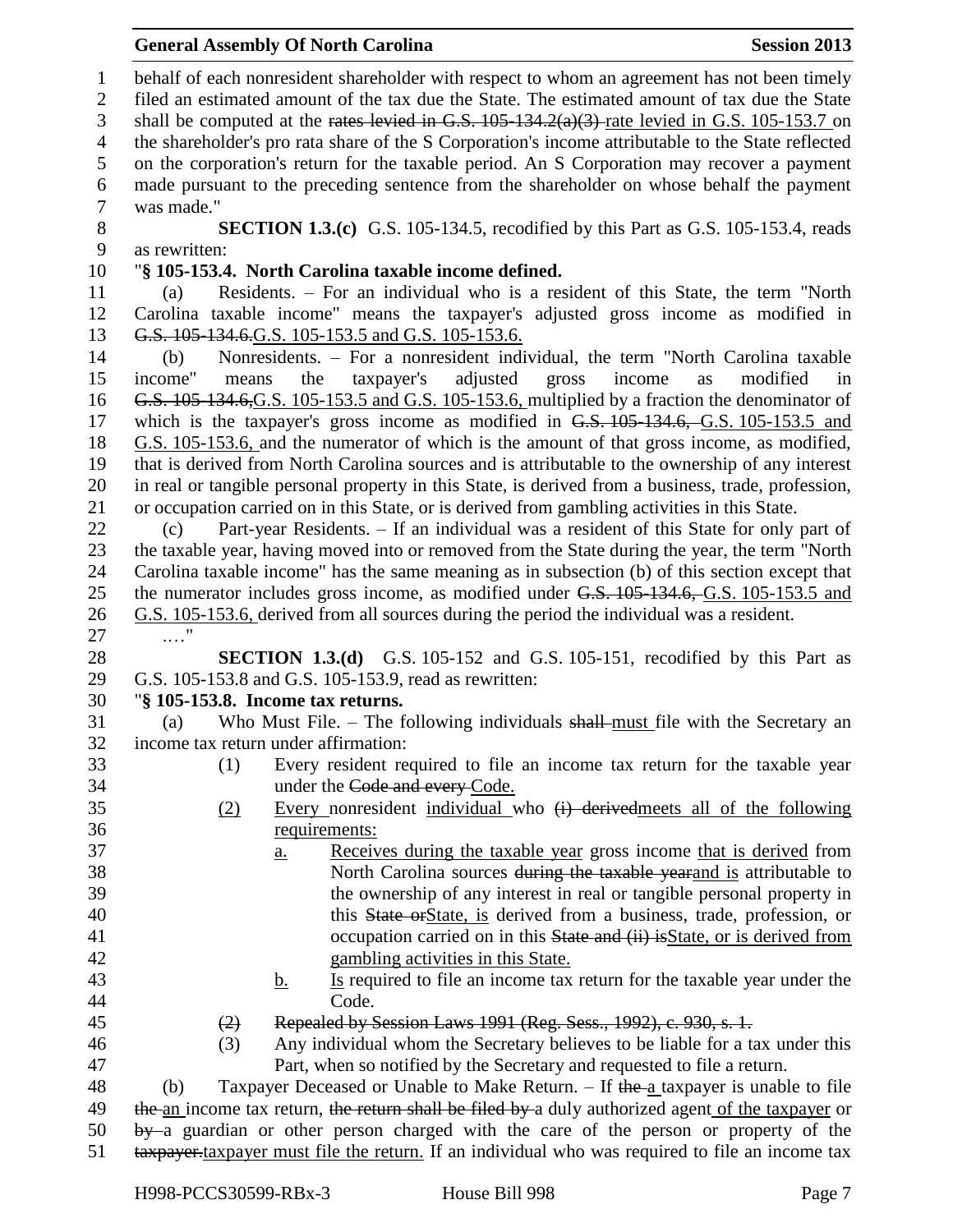behalf of each nonresident shareholder with respect to whom an agreement has not been timely filed an estimated amount of the tax due the State. The estimated amount of tax due the State shall be computed at the ~~rates levied in G.S. 105-134.2(a)(3)~~ rate levied in G.S. 105-153.7 on the shareholder's pro rata share of the S Corporation's income attributable to the State reflected on the corporation's return for the taxable period. An S Corporation may recover a payment made pursuant to the preceding sentence from the shareholder on whose behalf the payment was made."

**SECTION 1.3.(c)** G.S. 105-134.5, recodified by this Part as G.S. 105-153.4, reads as rewritten:

"**§ 105-153.4. North Carolina taxable income defined.**

(a) Residents. – For an individual who is a resident of this State, the term "North Carolina taxable income" means the taxpayer's adjusted gross income as modified in ~~G.S. 105-134.6.~~G.S. 105-153.5 and G.S. 105-153.6.

(b) Nonresidents. – For a nonresident individual, the term "North Carolina taxable income" means the taxpayer's adjusted gross income as modified in ~~G.S. 105-134.6,~~G.S. 105-153.5 and G.S. 105-153.6, multiplied by a fraction the denominator of which is the taxpayer's gross income as modified in ~~G.S. 105-134.6,~~ G.S. 105-153.5 and G.S. 105-153.6, and the numerator of which is the amount of that gross income, as modified, that is derived from North Carolina sources and is attributable to the ownership of any interest in real or tangible personal property in this State, is derived from a business, trade, profession, or occupation carried on in this State, or is derived from gambling activities in this State.

(c) Part-year Residents. – If an individual was a resident of this State for only part of the taxable year, having moved into or removed from the State during the year, the term "North Carolina taxable income" has the same meaning as in subsection (b) of this section except that the numerator includes gross income, as modified under ~~G.S. 105-134.6,~~ G.S. 105-153.5 and G.S. 105-153.6, derived from all sources during the period the individual was a resident.

…."

**SECTION 1.3.(d)** G.S. 105-152 and G.S. 105-151, recodified by this Part as G.S. 105-153.8 and G.S. 105-153.9, read as rewritten:

"**§ 105-153.8. Income tax returns.**

(a) Who Must File. – The following individuals ~~shall~~ must file with the Secretary an income tax return under affirmation:

(1) Every resident required to file an income tax return for the taxable year under the ~~Code and every~~ Code.

(2) Every nonresident individual who ~~(i) derived~~meets all of the following requirements:

a. Receives during the taxable year gross income that is derived from North Carolina sources ~~during the taxable year~~and is attributable to the ownership of any interest in real or tangible personal property in this ~~State or~~State, is derived from a business, trade, profession, or occupation carried on in this ~~State and (ii) is~~State, or is derived from gambling activities in this State.

b. Is required to file an income tax return for the taxable year under the Code.

~~(2) Repealed by Session Laws 1991 (Reg. Sess., 1992), c. 930, s. 1.~~

(3) Any individual whom the Secretary believes to be liable for a tax under this Part, when so notified by the Secretary and requested to file a return.

(b) Taxpayer Deceased or Unable to Make Return. – If ~~the~~ a taxpayer is unable to file ~~the~~ an income tax return, ~~the return shall be filed by~~ a duly authorized agent of the taxpayer or ~~by~~ a guardian or other person charged with the care of the person or property of the ~~taxpayer.~~taxpayer must file the return. If an individual who was required to file an income tax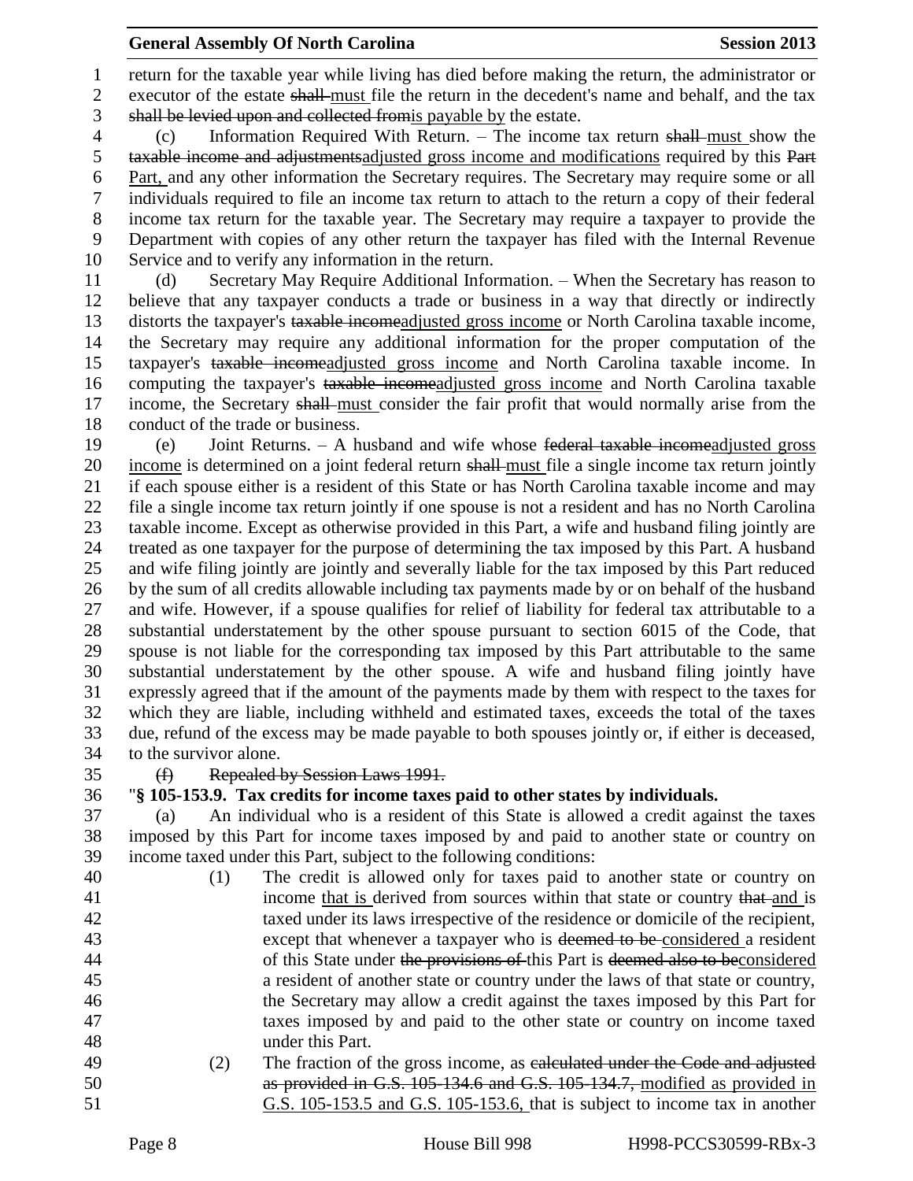return for the taxable year while living has died before making the return, the administrator or executor of the estate ~~shall~~ must file the return in the decedent's name and behalf, and the tax ~~shall be levied upon and collected from~~is payable by the estate.

(c) Information Required With Return. – The income tax return ~~shall~~ must show the ~~taxable income and adjustments~~adjusted gross income and modifications required by this ~~Part~~ Part, and any other information the Secretary requires. The Secretary may require some or all individuals required to file an income tax return to attach to the return a copy of their federal income tax return for the taxable year. The Secretary may require a taxpayer to provide the Department with copies of any other return the taxpayer has filed with the Internal Revenue Service and to verify any information in the return.

(d) Secretary May Require Additional Information. – When the Secretary has reason to believe that any taxpayer conducts a trade or business in a way that directly or indirectly distorts the taxpayer's ~~taxable income~~adjusted gross income or North Carolina taxable income, the Secretary may require any additional information for the proper computation of the taxpayer's ~~taxable income~~adjusted gross income and North Carolina taxable income. In computing the taxpayer's ~~taxable income~~adjusted gross income and North Carolina taxable income, the Secretary ~~shall~~ must consider the fair profit that would normally arise from the conduct of the trade or business.

(e) Joint Returns. – A husband and wife whose ~~federal taxable income~~adjusted gross income is determined on a joint federal return ~~shall~~ must file a single income tax return jointly if each spouse either is a resident of this State or has North Carolina taxable income and may file a single income tax return jointly if one spouse is not a resident and has no North Carolina taxable income. Except as otherwise provided in this Part, a wife and husband filing jointly are treated as one taxpayer for the purpose of determining the tax imposed by this Part. A husband and wife filing jointly are jointly and severally liable for the tax imposed by this Part reduced by the sum of all credits allowable including tax payments made by or on behalf of the husband and wife. However, if a spouse qualifies for relief of liability for federal tax attributable to a substantial understatement by the other spouse pursuant to section 6015 of the Code, that spouse is not liable for the corresponding tax imposed by this Part attributable to the same substantial understatement by the other spouse. A wife and husband filing jointly have expressly agreed that if the amount of the payments made by them with respect to the taxes for which they are liable, including withheld and estimated taxes, exceeds the total of the taxes due, refund of the excess may be made payable to both spouses jointly or, if either is deceased, to the survivor alone.

~~(f) Repealed by Session Laws 1991.~~

"**§ 105-153.9. Tax credits for income taxes paid to other states by individuals.**

(a) An individual who is a resident of this State is allowed a credit against the taxes imposed by this Part for income taxes imposed by and paid to another state or country on income taxed under this Part, subject to the following conditions:

(1) The credit is allowed only for taxes paid to another state or country on income that is derived from sources within that state or country ~~that~~ and is taxed under its laws irrespective of the residence or domicile of the recipient, except that whenever a taxpayer who is ~~deemed to be~~ considered a resident of this State under ~~the provisions of~~ this Part is ~~deemed also to be~~considered a resident of another state or country under the laws of that state or country, the Secretary may allow a credit against the taxes imposed by this Part for taxes imposed by and paid to the other state or country on income taxed under this Part.

(2) The fraction of the gross income, as ~~calculated under the Code and adjusted as provided in G.S. 105-134.6 and G.S. 105-134.7,~~ modified as provided in G.S. 105-153.5 and G.S. 105-153.6, that is subject to income tax in another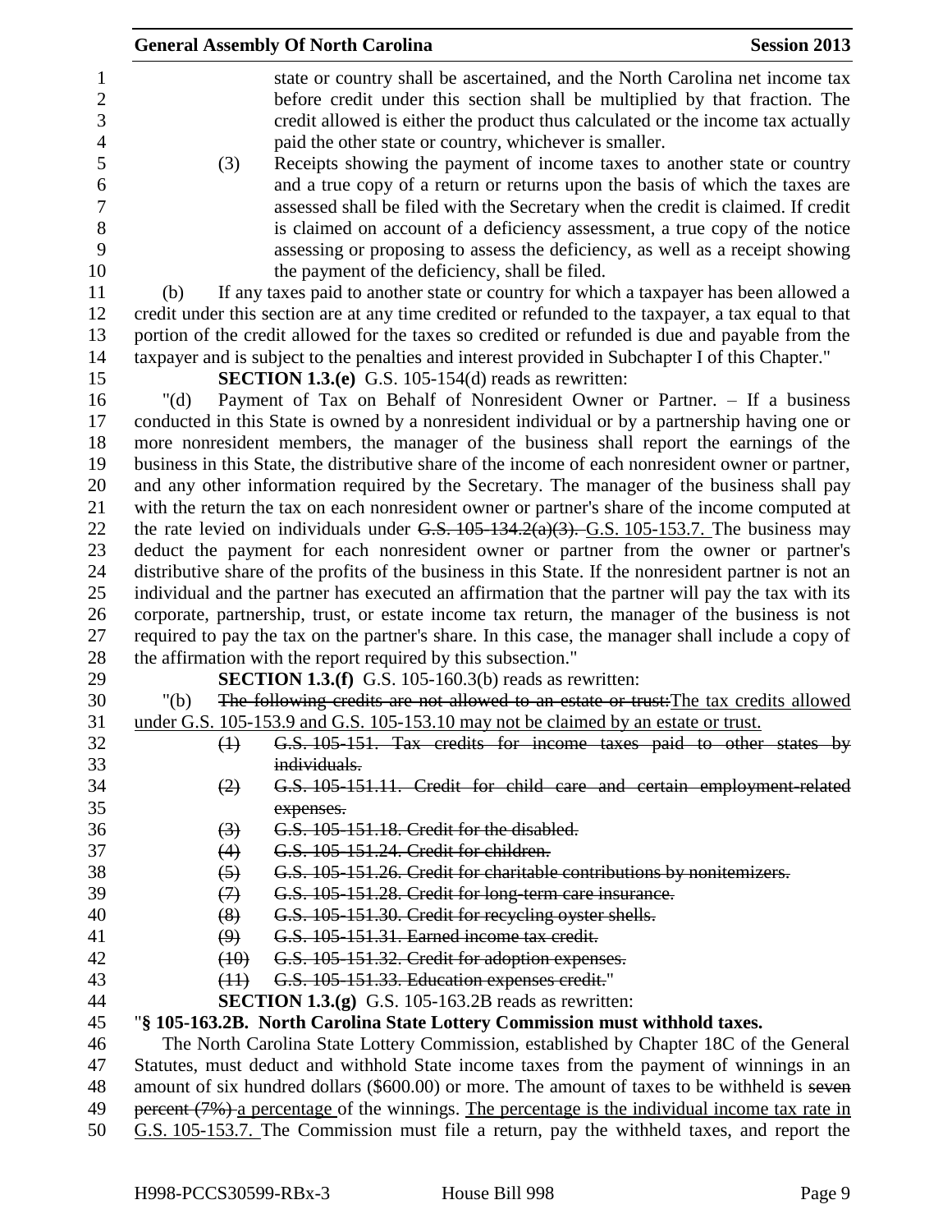state or country shall be ascertained, and the North Carolina net income tax before credit under this section shall be multiplied by that fraction. The credit allowed is either the product thus calculated or the income tax actually paid the other state or country, whichever is smaller.

(3) Receipts showing the payment of income taxes to another state or country and a true copy of a return or returns upon the basis of which the taxes are assessed shall be filed with the Secretary when the credit is claimed. If credit is claimed on account of a deficiency assessment, a true copy of the notice assessing or proposing to assess the deficiency, as well as a receipt showing the payment of the deficiency, shall be filed.

(b) If any taxes paid to another state or country for which a taxpayer has been allowed a credit under this section are at any time credited or refunded to the taxpayer, a tax equal to that portion of the credit allowed for the taxes so credited or refunded is due and payable from the taxpayer and is subject to the penalties and interest provided in Subchapter I of this Chapter."

**SECTION 1.3.(e)** G.S. 105-154(d) reads as rewritten:

"(d) Payment of Tax on Behalf of Nonresident Owner or Partner. – If a business conducted in this State is owned by a nonresident individual or by a partnership having one or more nonresident members, the manager of the business shall report the earnings of the business in this State, the distributive share of the income of each nonresident owner or partner, and any other information required by the Secretary. The manager of the business shall pay with the return the tax on each nonresident owner or partner's share of the income computed at the rate levied on individuals under ~~G.S. 105-134.2(a)(3).~~ G.S. 105-153.7. The business may deduct the payment for each nonresident owner or partner from the owner or partner's distributive share of the profits of the business in this State. If the nonresident partner is not an individual and the partner has executed an affirmation that the partner will pay the tax with its corporate, partnership, trust, or estate income tax return, the manager of the business is not required to pay the tax on the partner's share. In this case, the manager shall include a copy of the affirmation with the report required by this subsection."

**SECTION 1.3.(f)** G.S. 105-160.3(b) reads as rewritten:

"(b) ~~The following credits are not allowed to an estate or trust:~~The tax credits allowed under G.S. 105-153.9 and G.S. 105-153.10 may not be claimed by an estate or trust.

~~(1) G.S. 105-151. Tax credits for income taxes paid to other states by individuals.~~

~~(2) G.S. 105-151.11. Credit for child care and certain employment-related expenses.~~

~~(3) G.S. 105-151.18. Credit for the disabled.~~

~~(4) G.S. 105-151.24. Credit for children.~~

~~(5) G.S. 105-151.26. Credit for charitable contributions by nonitemizers.~~

~~(7) G.S. 105-151.28. Credit for long-term care insurance.~~

~~(8) G.S. 105-151.30. Credit for recycling oyster shells.~~

~~(9) G.S. 105-151.31. Earned income tax credit.~~

~~(10) G.S. 105-151.32. Credit for adoption expenses.~~

~~(11) G.S. 105-151.33. Education expenses credit.~~"

**SECTION 1.3.(g)** G.S. 105-163.2B reads as rewritten:

"**§ 105-163.2B. North Carolina State Lottery Commission must withhold taxes.**

The North Carolina State Lottery Commission, established by Chapter 18C of the General Statutes, must deduct and withhold State income taxes from the payment of winnings in an amount of six hundred dollars ($600.00) or more. The amount of taxes to be withheld is ~~seven percent (7%)~~ a percentage of the winnings. The percentage is the individual income tax rate in G.S. 105-153.7. The Commission must file a return, pay the withheld taxes, and report the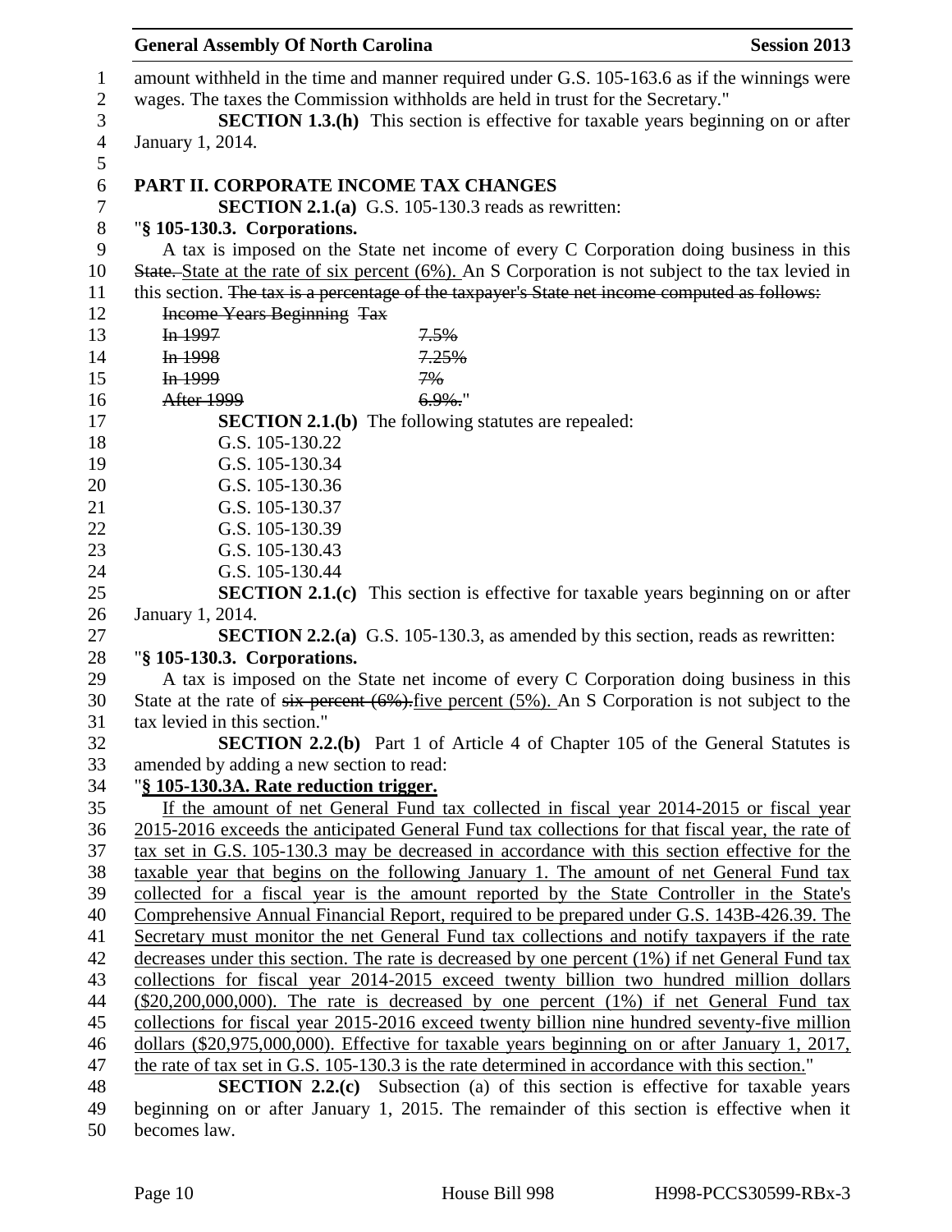amount withheld in the time and manner required under G.S. 105-163.6 as if the winnings were wages. The taxes the Commission withholds are held in trust for the Secretary."

**SECTION 1.3.(h)** This section is effective for taxable years beginning on or after January 1, 2014.

## PART II. CORPORATE INCOME TAX CHANGES

**SECTION 2.1.(a)** G.S. 105-130.3 reads as rewritten:

"**§ 105-130.3. Corporations.**

A tax is imposed on the State net income of every C Corporation doing business in this ~~State.~~ State at the rate of six percent (6%). An S Corporation is not subject to the tax levied in this section. ~~The tax is a percentage of the taxpayer's State net income computed as follows:~~

| ~~Income Years Beginning~~ | ~~Tax~~ |
|---|---|
| ~~In 1997~~ | ~~7.5%~~ |
| ~~In 1998~~ | ~~7.25%~~ |
| ~~In 1999~~ | ~~7%~~ |
| ~~After 1999~~ | ~~6.9%.~~" |

**SECTION 2.1.(b)** The following statutes are repealed:

G.S. 105-130.22
G.S. 105-130.34
G.S. 105-130.36
G.S. 105-130.37
G.S. 105-130.39
G.S. 105-130.43
G.S. 105-130.44

**SECTION 2.1.(c)** This section is effective for taxable years beginning on or after January 1, 2014.

**SECTION 2.2.(a)** G.S. 105-130.3, as amended by this section, reads as rewritten:

"**§ 105-130.3. Corporations.**

A tax is imposed on the State net income of every C Corporation doing business in this State at the rate of ~~six percent (6%).~~five percent (5%). An S Corporation is not subject to the tax levied in this section."

**SECTION 2.2.(b)** Part 1 of Article 4 of Chapter 105 of the General Statutes is amended by adding a new section to read:

"**§ 105-130.3A. Rate reduction trigger.**

If the amount of net General Fund tax collected in fiscal year 2014-2015 or fiscal year 2015-2016 exceeds the anticipated General Fund tax collections for that fiscal year, the rate of tax set in G.S. 105-130.3 may be decreased in accordance with this section effective for the taxable year that begins on the following January 1. The amount of net General Fund tax collected for a fiscal year is the amount reported by the State Controller in the State's Comprehensive Annual Financial Report, required to be prepared under G.S. 143B-426.39. The Secretary must monitor the net General Fund tax collections and notify taxpayers if the rate decreases under this section. The rate is decreased by one percent (1%) if net General Fund tax collections for fiscal year 2014-2015 exceed twenty billion two hundred million dollars ($20,200,000,000). The rate is decreased by one percent (1%) if net General Fund tax collections for fiscal year 2015-2016 exceed twenty billion nine hundred seventy-five million dollars ($20,975,000,000). Effective for taxable years beginning on or after January 1, 2017, the rate of tax set in G.S. 105-130.3 is the rate determined in accordance with this section."

**SECTION 2.2.(c)** Subsection (a) of this section is effective for taxable years beginning on or after January 1, 2015. The remainder of this section is effective when it becomes law.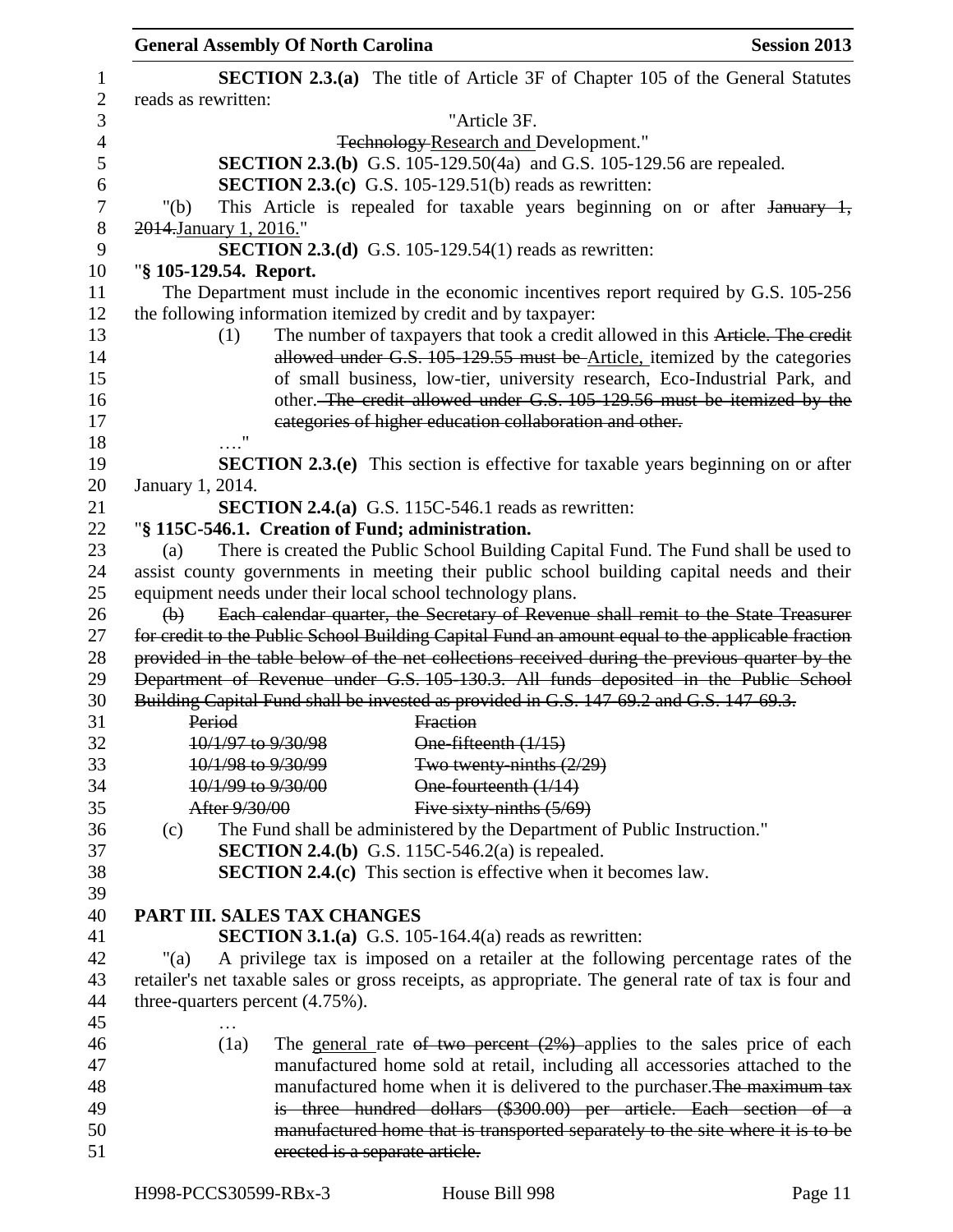**SECTION 2.3.(a)** The title of Article 3F of Chapter 105 of the General Statutes reads as rewritten:

"Article 3F.

~~Technology~~ Research and Development."

**SECTION 2.3.(b)** G.S. 105-129.50(4a) and G.S. 105-129.56 are repealed.

**SECTION 2.3.(c)** G.S. 105-129.51(b) reads as rewritten:

"(b) This Article is repealed for taxable years beginning on or after ~~January 1, 2014.~~ January 1, 2016."

**SECTION 2.3.(d)** G.S. 105-129.54(1) reads as rewritten:

"**§ 105-129.54. Report.**

The Department must include in the economic incentives report required by G.S. 105-256 the following information itemized by credit and by taxpayer:

(1) The number of taxpayers that took a credit allowed in this ~~Article. The credit allowed under G.S. 105-129.55 must be~~ Article, itemized by the categories of small business, low-tier, university research, Eco-Industrial Park, and other. ~~The credit allowed under G.S. 105-129.56 must be itemized by the categories of higher education collaboration and other.~~

…."

**SECTION 2.3.(e)** This section is effective for taxable years beginning on or after January 1, 2014.

**SECTION 2.4.(a)** G.S. 115C-546.1 reads as rewritten:

"**§ 115C-546.1. Creation of Fund; administration.**

(a) There is created the Public School Building Capital Fund. The Fund shall be used to assist county governments in meeting their public school building capital needs and their equipment needs under their local school technology plans.

~~(b) Each calendar quarter, the Secretary of Revenue shall remit to the State Treasurer for credit to the Public School Building Capital Fund an amount equal to the applicable fraction provided in the table below of the net collections received during the previous quarter by the Department of Revenue under G.S. 105-130.3. All funds deposited in the Public School Building Capital Fund shall be invested as provided in G.S. 147-69.2 and G.S. 147-69.3.~~

| ~~Period~~ | ~~Fraction~~ |
|---|---|
| ~~10/1/97 to 9/30/98~~ | ~~One-fifteenth (1/15)~~ |
| ~~10/1/98 to 9/30/99~~ | ~~Two twenty-ninths (2/29)~~ |
| ~~10/1/99 to 9/30/00~~ | ~~One-fourteenth (1/14)~~ |
| ~~After 9/30/00~~ | ~~Five sixty-ninths (5/69)~~ |

(c) The Fund shall be administered by the Department of Public Instruction."

**SECTION 2.4.(b)** G.S. 115C-546.2(a) is repealed.

**SECTION 2.4.(c)** This section is effective when it becomes law.

## PART III. SALES TAX CHANGES

**SECTION 3.1.(a)** G.S. 105-164.4(a) reads as rewritten:

"(a) A privilege tax is imposed on a retailer at the following percentage rates of the retailer's net taxable sales or gross receipts, as appropriate. The general rate of tax is four and three-quarters percent (4.75%).

…

(1a) The general rate ~~of two percent (2%)~~ applies to the sales price of each manufactured home sold at retail, including all accessories attached to the manufactured home when it is delivered to the purchaser. ~~The maximum tax is three hundred dollars ($300.00) per article. Each section of a manufactured home that is transported separately to the site where it is to be erected is a separate article.~~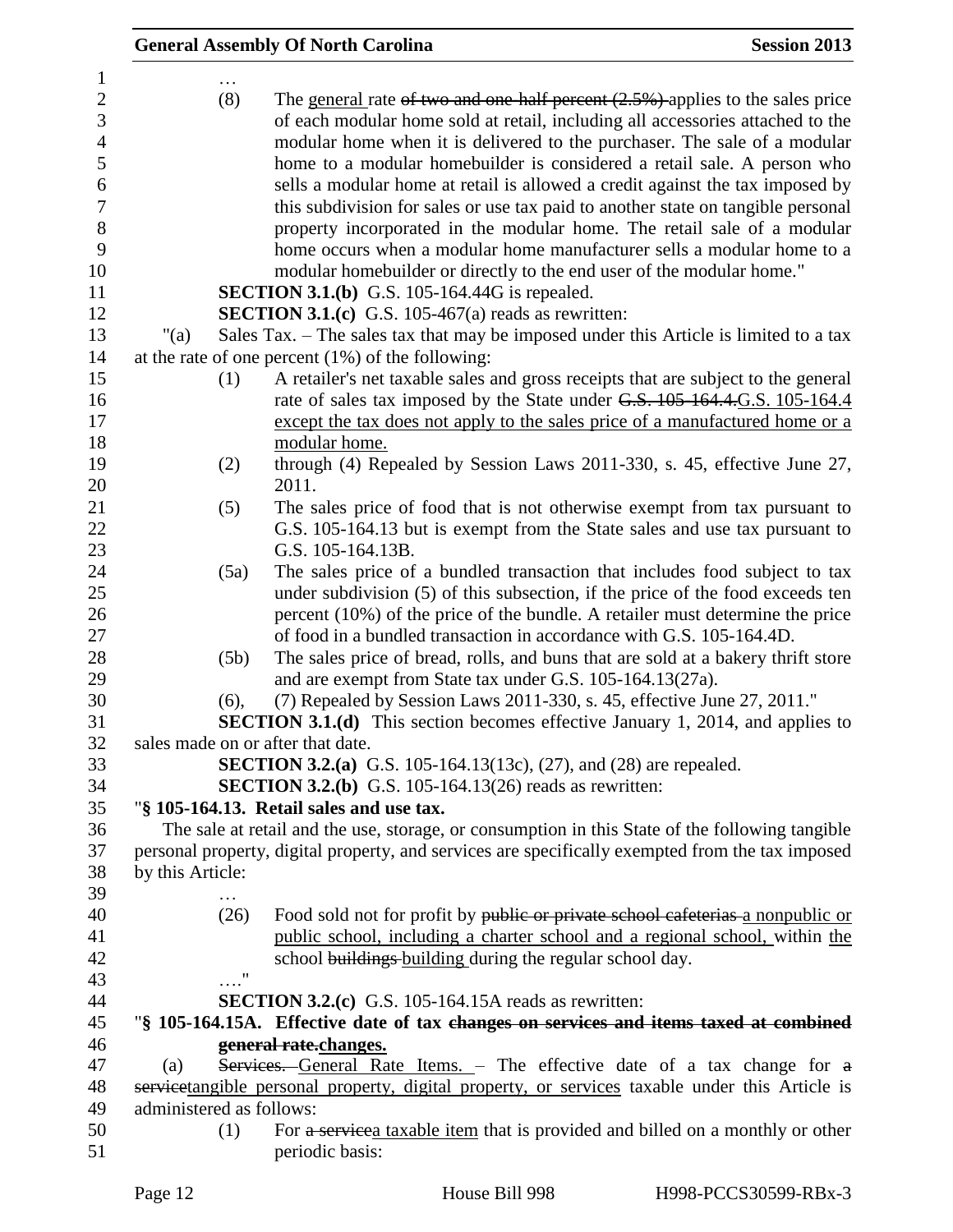…

(8) The ~~~general~~~ rate ~~of two and one-half percent (2.5%)~~ applies to the sales price of each modular home sold at retail, including all accessories attached to the modular home when it is delivered to the purchaser. The sale of a modular home to a modular homebuilder is considered a retail sale. A person who sells a modular home at retail is allowed a credit against the tax imposed by this subdivision for sales or use tax paid to another state on tangible personal property incorporated in the modular home. The retail sale of a modular home occurs when a modular home manufacturer sells a modular home to a modular homebuilder or directly to the end user of the modular home."

**SECTION 3.1.(b)** G.S. 105-164.44G is repealed.

**SECTION 3.1.(c)** G.S. 105-467(a) reads as rewritten:

"(a) Sales Tax. – The sales tax that may be imposed under this Article is limited to a tax at the rate of one percent (1%) of the following:

(1) A retailer's net taxable sales and gross receipts that are subject to the general rate of sales tax imposed by the State under ~~G.S. 105-164.4.~~G.S. 105-164.4 except the tax does not apply to the sales price of a manufactured home or a modular home.

(2) through (4) Repealed by Session Laws 2011-330, s. 45, effective June 27, 2011.

(5) The sales price of food that is not otherwise exempt from tax pursuant to G.S. 105-164.13 but is exempt from the State sales and use tax pursuant to G.S. 105-164.13B.

(5a) The sales price of a bundled transaction that includes food subject to tax under subdivision (5) of this subsection, if the price of the food exceeds ten percent (10%) of the price of the bundle. A retailer must determine the price of food in a bundled transaction in accordance with G.S. 105-164.4D.

(5b) The sales price of bread, rolls, and buns that are sold at a bakery thrift store and are exempt from State tax under G.S. 105-164.13(27a).

(6), (7) Repealed by Session Laws 2011-330, s. 45, effective June 27, 2011."

**SECTION 3.1.(d)** This section becomes effective January 1, 2014, and applies to sales made on or after that date.

**SECTION 3.2.(a)** G.S. 105-164.13(13c), (27), and (28) are repealed.

**SECTION 3.2.(b)** G.S. 105-164.13(26) reads as rewritten:

"**§ 105-164.13. Retail sales and use tax.**

The sale at retail and the use, storage, or consumption in this State of the following tangible personal property, digital property, and services are specifically exempted from the tax imposed by this Article:

…

(26) Food sold not for profit by ~~public or private school cafeterias~~ a nonpublic or public school, including a charter school and a regional school, within the school ~~buildings~~ building during the regular school day.

…."

**SECTION 3.2.(c)** G.S. 105-164.15A reads as rewritten:

"**§ 105-164.15A. Effective date of tax ~~changes on services and items taxed at combined general rate.~~changes.**

(a) ~~Services.~~ General Rate Items. – The effective date of a tax change for ~~a service~~tangible personal property, digital property, or services taxable under this Article is administered as follows:

(1) For ~~a service~~a taxable item that is provided and billed on a monthly or other periodic basis: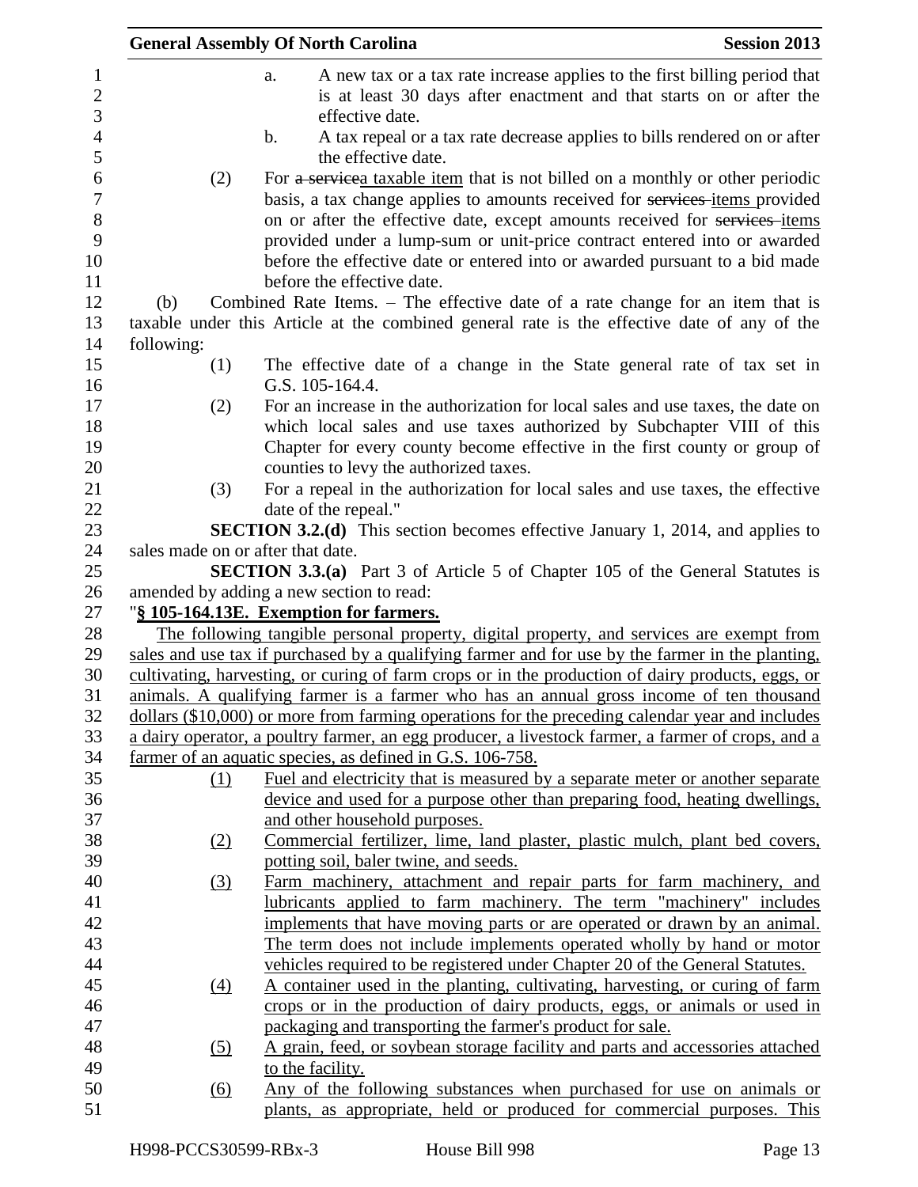a. A new tax or a tax rate increase applies to the first billing period that is at least 30 days after enactment and that starts on or after the effective date.

b. A tax repeal or a tax rate decrease applies to bills rendered on or after the effective date.

(2) For ~~a service~~a taxable item that is not billed on a monthly or other periodic basis, a tax change applies to amounts received for ~~services~~ items provided on or after the effective date, except amounts received for ~~services~~ items provided under a lump-sum or unit-price contract entered into or awarded before the effective date or entered into or awarded pursuant to a bid made before the effective date.

(b) Combined Rate Items. – The effective date of a rate change for an item that is taxable under this Article at the combined general rate is the effective date of any of the following:

(1) The effective date of a change in the State general rate of tax set in G.S. 105-164.4.

(2) For an increase in the authorization for local sales and use taxes, the date on which local sales and use taxes authorized by Subchapter VIII of this Chapter for every county become effective in the first county or group of counties to levy the authorized taxes.

(3) For a repeal in the authorization for local sales and use taxes, the effective date of the repeal."

**SECTION 3.2.(d)** This section becomes effective January 1, 2014, and applies to sales made on or after that date.

**SECTION 3.3.(a)** Part 3 of Article 5 of Chapter 105 of the General Statutes is amended by adding a new section to read:

"**<u>§ 105-164.13E. Exemption for farmers.</u>**

<u>The following tangible personal property, digital property, and services are exempt from sales and use tax if purchased by a qualifying farmer and for use by the farmer in the planting, cultivating, harvesting, or curing of farm crops or in the production of dairy products, eggs, or animals. A qualifying farmer is a farmer who has an annual gross income of ten thousand dollars ($10,000) or more from farming operations for the preceding calendar year and includes a dairy operator, a poultry farmer, an egg producer, a livestock farmer, a farmer of crops, and a farmer of an aquatic species, as defined in G.S. 106-758.</u>

<u>(1)</u> <u>Fuel and electricity that is measured by a separate meter or another separate device and used for a purpose other than preparing food, heating dwellings, and other household purposes.</u>

<u>(2)</u> <u>Commercial fertilizer, lime, land plaster, plastic mulch, plant bed covers, potting soil, baler twine, and seeds.</u>

<u>(3)</u> <u>Farm machinery, attachment and repair parts for farm machinery, and lubricants applied to farm machinery. The term "machinery" includes implements that have moving parts or are operated or drawn by an animal. The term does not include implements operated wholly by hand or motor vehicles required to be registered under Chapter 20 of the General Statutes.</u>

<u>(4)</u> <u>A container used in the planting, cultivating, harvesting, or curing of farm crops or in the production of dairy products, eggs, or animals or used in packaging and transporting the farmer's product for sale.</u>

<u>(5)</u> <u>A grain, feed, or soybean storage facility and parts and accessories attached to the facility.</u>

<u>(6)</u> <u>Any of the following substances when purchased for use on animals or plants, as appropriate, held or produced for commercial purposes. This</u>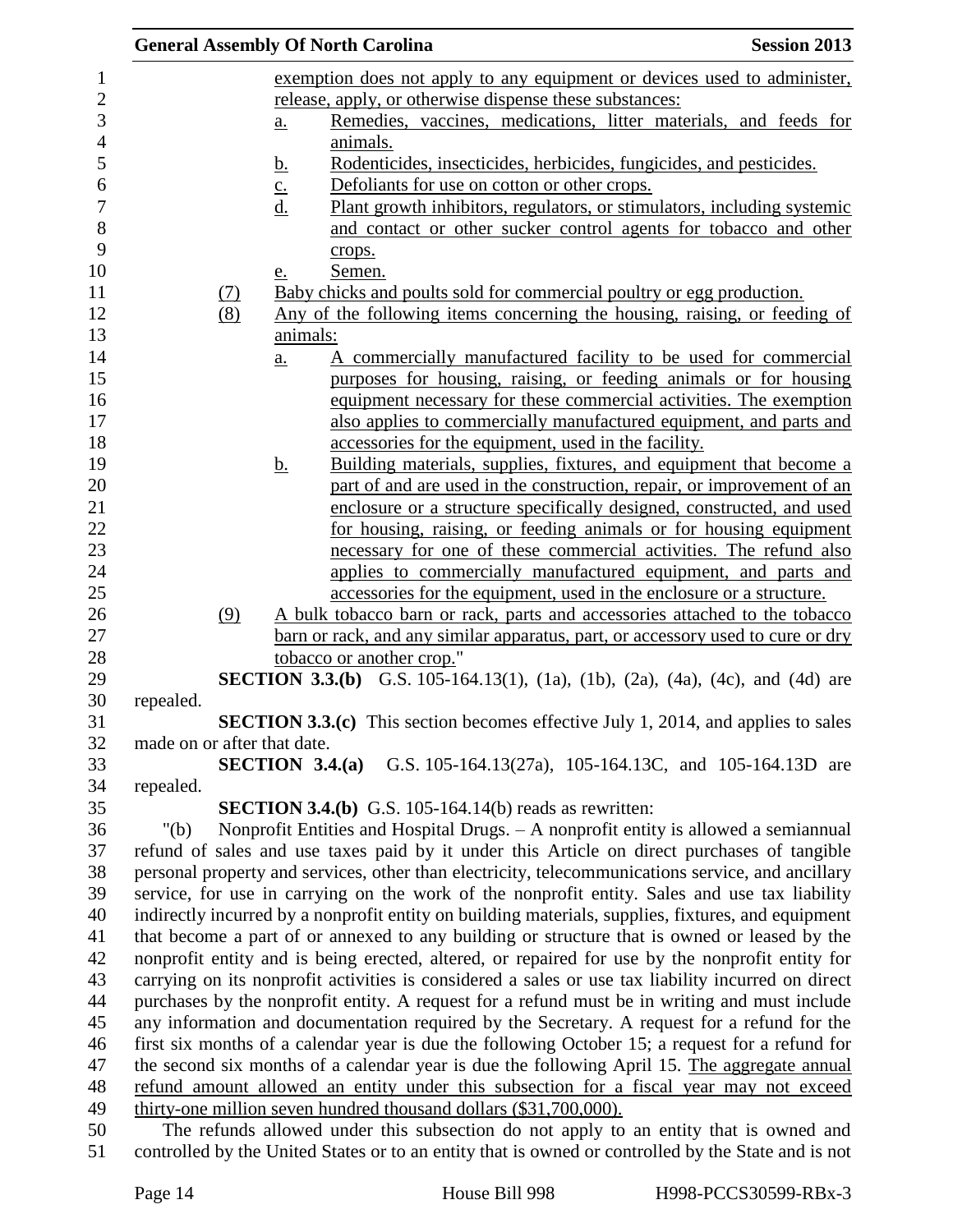exemption does not apply to any equipment or devices used to administer, release, apply, or otherwise dispense these substances:

a. Remedies, vaccines, medications, litter materials, and feeds for animals.

b. Rodenticides, insecticides, herbicides, fungicides, and pesticides.

c. Defoliants for use on cotton or other crops.

d. Plant growth inhibitors, regulators, or stimulators, including systemic and contact or other sucker control agents for tobacco and other crops.

e. Semen.

(7) Baby chicks and poults sold for commercial poultry or egg production.

(8) Any of the following items concerning the housing, raising, or feeding of animals:

a. A commercially manufactured facility to be used for commercial purposes for housing, raising, or feeding animals or for housing equipment necessary for these commercial activities. The exemption also applies to commercially manufactured equipment, and parts and accessories for the equipment, used in the facility.

b. Building materials, supplies, fixtures, and equipment that become a part of and are used in the construction, repair, or improvement of an enclosure or a structure specifically designed, constructed, and used for housing, raising, or feeding animals or for housing equipment necessary for one of these commercial activities. The refund also applies to commercially manufactured equipment, and parts and accessories for the equipment, used in the enclosure or a structure.

(9) A bulk tobacco barn or rack, parts and accessories attached to the tobacco barn or rack, and any similar apparatus, part, or accessory used to cure or dry tobacco or another crop."

**SECTION 3.3.(b)** G.S. 105-164.13(1), (1a), (1b), (2a), (4a), (4c), and (4d) are repealed.

**SECTION 3.3.(c)** This section becomes effective July 1, 2014, and applies to sales made on or after that date.

**SECTION 3.4.(a)** G.S. 105-164.13(27a), 105-164.13C, and 105-164.13D are repealed.

**SECTION 3.4.(b)** G.S. 105-164.14(b) reads as rewritten:

"(b) Nonprofit Entities and Hospital Drugs. – A nonprofit entity is allowed a semiannual refund of sales and use taxes paid by it under this Article on direct purchases of tangible personal property and services, other than electricity, telecommunications service, and ancillary service, for use in carrying on the work of the nonprofit entity. Sales and use tax liability indirectly incurred by a nonprofit entity on building materials, supplies, fixtures, and equipment that become a part of or annexed to any building or structure that is owned or leased by the nonprofit entity and is being erected, altered, or repaired for use by the nonprofit entity for carrying on its nonprofit activities is considered a sales or use tax liability incurred on direct purchases by the nonprofit entity. A request for a refund must be in writing and must include any information and documentation required by the Secretary. A request for a refund for the first six months of a calendar year is due the following October 15; a request for a refund for the second six months of a calendar year is due the following April 15. The aggregate annual refund amount allowed an entity under this subsection for a fiscal year may not exceed thirty-one million seven hundred thousand dollars ($31,700,000).

The refunds allowed under this subsection do not apply to an entity that is owned and controlled by the United States or to an entity that is owned or controlled by the State and is not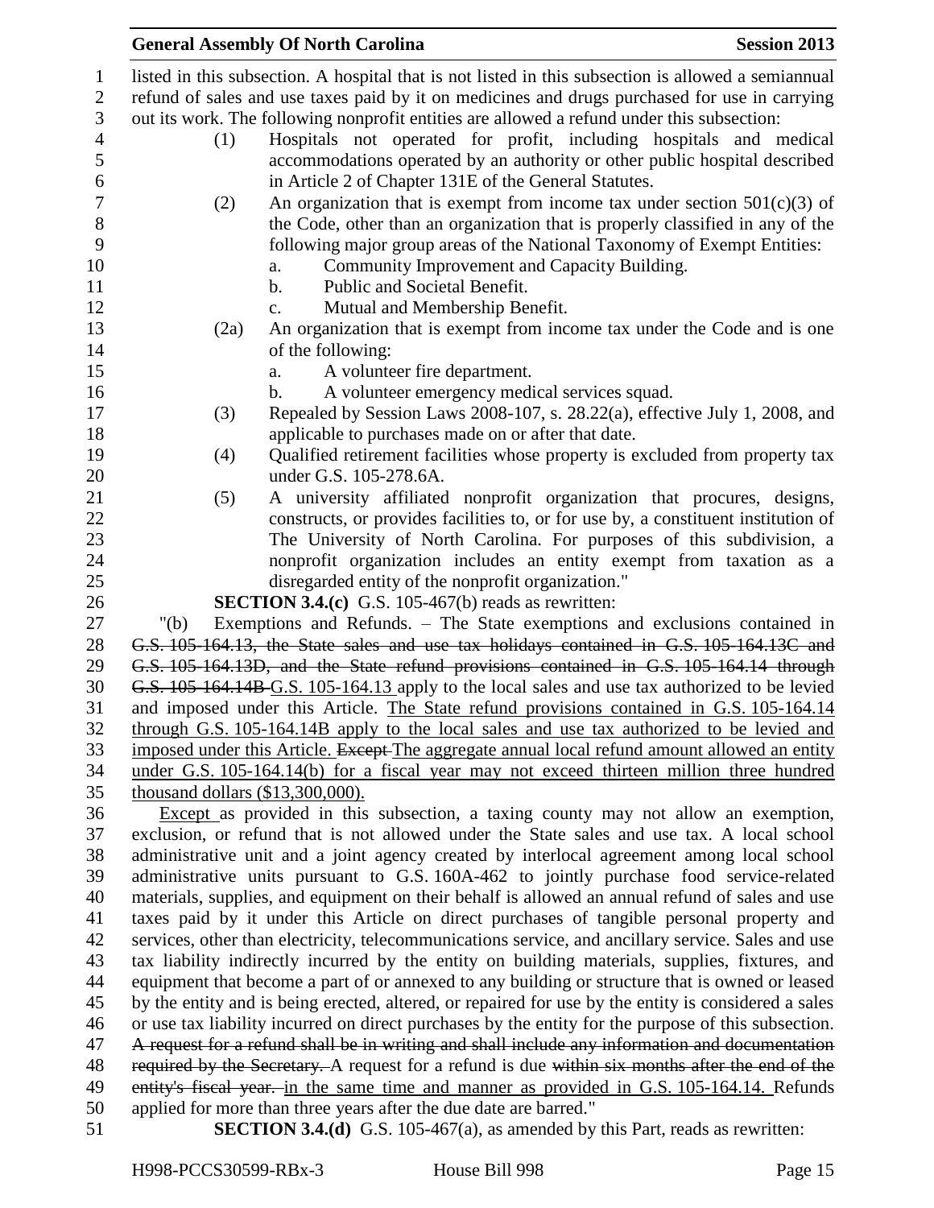listed in this subsection. A hospital that is not listed in this subsection is allowed a semiannual refund of sales and use taxes paid by it on medicines and drugs purchased for use in carrying out its work. The following nonprofit entities are allowed a refund under this subsection:

(1) Hospitals not operated for profit, including hospitals and medical accommodations operated by an authority or other public hospital described in Article 2 of Chapter 131E of the General Statutes.

(2) An organization that is exempt from income tax under section 501(c)(3) of the Code, other than an organization that is properly classified in any of the following major group areas of the National Taxonomy of Exempt Entities:

a. Community Improvement and Capacity Building.

b. Public and Societal Benefit.

c. Mutual and Membership Benefit.

(2a) An organization that is exempt from income tax under the Code and is one of the following:

a. A volunteer fire department.

b. A volunteer emergency medical services squad.

(3) Repealed by Session Laws 2008-107, s. 28.22(a), effective July 1, 2008, and applicable to purchases made on or after that date.

(4) Qualified retirement facilities whose property is excluded from property tax under G.S. 105-278.6A.

(5) A university affiliated nonprofit organization that procures, designs, constructs, or provides facilities to, or for use by, a constituent institution of The University of North Carolina. For purposes of this subdivision, a nonprofit organization includes an entity exempt from taxation as a disregarded entity of the nonprofit organization."

**SECTION 3.4.(c)** G.S. 105-467(b) reads as rewritten:

"(b) Exemptions and Refunds. – The State exemptions and exclusions contained in ~~G.S. 105-164.13, the State sales and use tax holidays contained in G.S. 105-164.13C and G.S. 105-164.13D, and the State refund provisions contained in G.S. 105-164.14 through G.S. 105-164.14B~~ G.S. 105-164.13 apply to the local sales and use tax authorized to be levied and imposed under this Article. The State refund provisions contained in G.S. 105-164.14 through G.S. 105-164.14B apply to the local sales and use tax authorized to be levied and imposed under this Article. ~~Except~~ The aggregate annual local refund amount allowed an entity under G.S. 105-164.14(b) for a fiscal year may not exceed thirteen million three hundred thousand dollars ($13,300,000).

Except as provided in this subsection, a taxing county may not allow an exemption, exclusion, or refund that is not allowed under the State sales and use tax. A local school administrative unit and a joint agency created by interlocal agreement among local school administrative units pursuant to G.S. 160A-462 to jointly purchase food service-related materials, supplies, and equipment on their behalf is allowed an annual refund of sales and use taxes paid by it under this Article on direct purchases of tangible personal property and services, other than electricity, telecommunications service, and ancillary service. Sales and use tax liability indirectly incurred by the entity on building materials, supplies, fixtures, and equipment that become a part of or annexed to any building or structure that is owned or leased by the entity and is being erected, altered, or repaired for use by the entity is considered a sales or use tax liability incurred on direct purchases by the entity for the purpose of this subsection. ~~A request for a refund shall be in writing and shall include any information and documentation required by the Secretary.~~ A request for a refund is due ~~within six months after the end of the entity's fiscal year.~~ in the same time and manner as provided in G.S. 105-164.14. Refunds applied for more than three years after the due date are barred."

**SECTION 3.4.(d)** G.S. 105-467(a), as amended by this Part, reads as rewritten: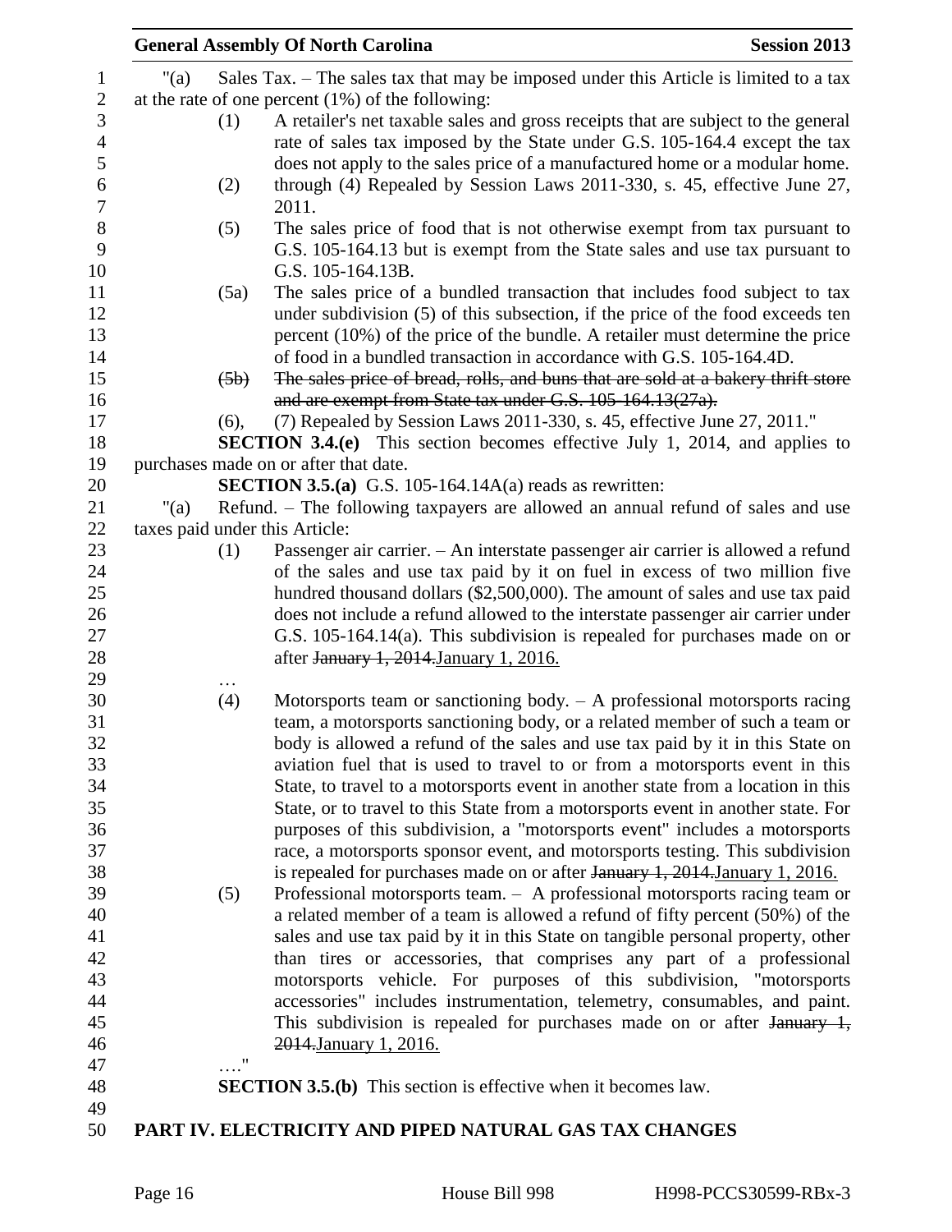"(a) Sales Tax. – The sales tax that may be imposed under this Article is limited to a tax at the rate of one percent (1%) of the following:

(1) A retailer's net taxable sales and gross receipts that are subject to the general rate of sales tax imposed by the State under G.S. 105-164.4 except the tax does not apply to the sales price of a manufactured home or a modular home.

(2) through (4) Repealed by Session Laws 2011-330, s. 45, effective June 27, 2011.

(5) The sales price of food that is not otherwise exempt from tax pursuant to G.S. 105-164.13 but is exempt from the State sales and use tax pursuant to G.S. 105-164.13B.

(5a) The sales price of a bundled transaction that includes food subject to tax under subdivision (5) of this subsection, if the price of the food exceeds ten percent (10%) of the price of the bundle. A retailer must determine the price of food in a bundled transaction in accordance with G.S. 105-164.4D.

~~(5b) The sales price of bread, rolls, and buns that are sold at a bakery thrift store and are exempt from State tax under G.S. 105-164.13(27a).~~

(6), (7) Repealed by Session Laws 2011-330, s. 45, effective June 27, 2011."

**SECTION 3.4.(e)** This section becomes effective July 1, 2014, and applies to purchases made on or after that date.

**SECTION 3.5.(a)** G.S. 105-164.14A(a) reads as rewritten:

"(a) Refund. – The following taxpayers are allowed an annual refund of sales and use taxes paid under this Article:

(1) Passenger air carrier. – An interstate passenger air carrier is allowed a refund of the sales and use tax paid by it on fuel in excess of two million five hundred thousand dollars ($2,500,000). The amount of sales and use tax paid does not include a refund allowed to the interstate passenger air carrier under G.S. 105-164.14(a). This subdivision is repealed for purchases made on or after ~~January 1, 2014.~~January 1, 2016.

…

(4) Motorsports team or sanctioning body. – A professional motorsports racing team, a motorsports sanctioning body, or a related member of such a team or body is allowed a refund of the sales and use tax paid by it in this State on aviation fuel that is used to travel to or from a motorsports event in this State, to travel to a motorsports event in another state from a location in this State, or to travel to this State from a motorsports event in another state. For purposes of this subdivision, a "motorsports event" includes a motorsports race, a motorsports sponsor event, and motorsports testing. This subdivision is repealed for purchases made on or after ~~January 1, 2014.~~January 1, 2016.

(5) Professional motorsports team. – A professional motorsports racing team or a related member of a team is allowed a refund of fifty percent (50%) of the sales and use tax paid by it in this State on tangible personal property, other than tires or accessories, that comprises any part of a professional motorsports vehicle. For purposes of this subdivision, "motorsports accessories" includes instrumentation, telemetry, consumables, and paint. This subdivision is repealed for purchases made on or after ~~January 1, 2014.~~January 1, 2016.

…."

**SECTION 3.5.(b)** This section is effective when it becomes law.

## PART IV. ELECTRICITY AND PIPED NATURAL GAS TAX CHANGES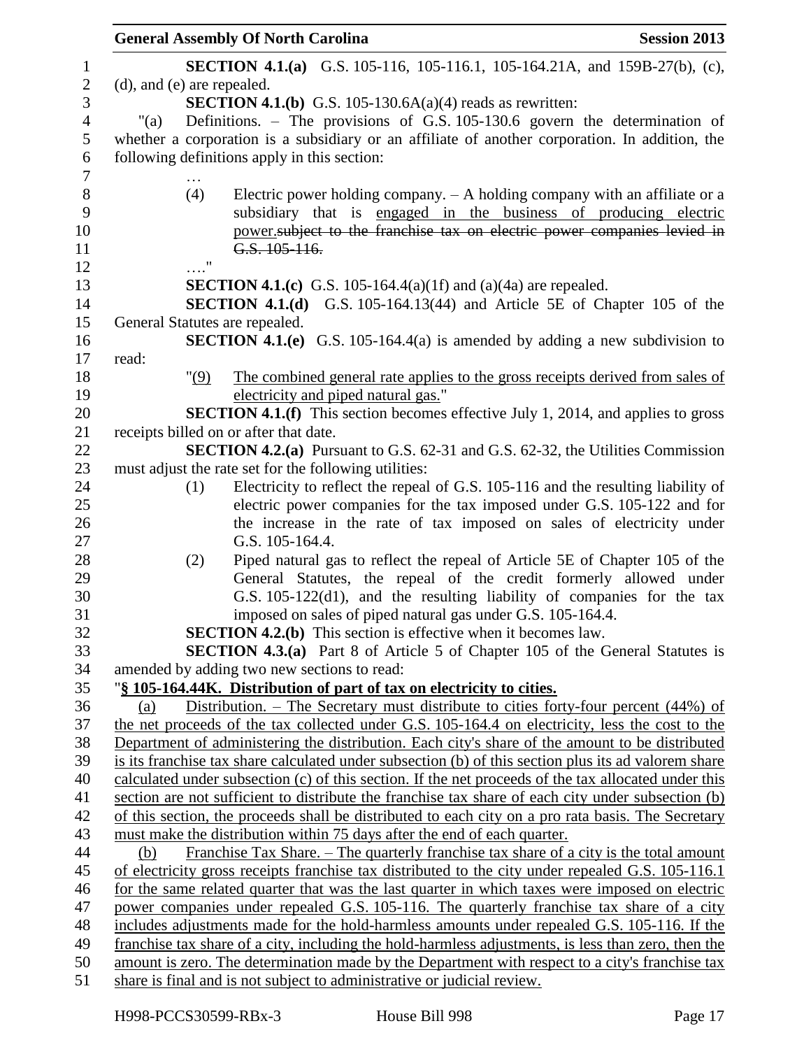**SECTION 4.1.(a)** G.S. 105-116, 105-116.1, 105-164.21A, and 159B-27(b), (c), (d), and (e) are repealed.

**SECTION 4.1.(b)** G.S. 105-130.6A(a)(4) reads as rewritten:

"(a) Definitions. – The provisions of G.S. 105-130.6 govern the determination of whether a corporation is a subsidiary or an affiliate of another corporation. In addition, the following definitions apply in this section:

…

(4) Electric power holding company. – A holding company with an affiliate or a subsidiary that is engaged in the business of producing electric power.~~subject to the franchise tax on electric power companies levied in G.S. 105-116.~~

…."

**SECTION 4.1.(c)** G.S. 105-164.4(a)(1f) and (a)(4a) are repealed.

**SECTION 4.1.(d)** G.S. 105-164.13(44) and Article 5E of Chapter 105 of the General Statutes are repealed.

**SECTION 4.1.(e)** G.S. 105-164.4(a) is amended by adding a new subdivision to read:

"(9) The combined general rate applies to the gross receipts derived from sales of electricity and piped natural gas."

**SECTION 4.1.(f)** This section becomes effective July 1, 2014, and applies to gross receipts billed on or after that date.

**SECTION 4.2.(a)** Pursuant to G.S. 62-31 and G.S. 62-32, the Utilities Commission must adjust the rate set for the following utilities:

(1) Electricity to reflect the repeal of G.S. 105-116 and the resulting liability of electric power companies for the tax imposed under G.S. 105-122 and for the increase in the rate of tax imposed on sales of electricity under G.S. 105-164.4.

(2) Piped natural gas to reflect the repeal of Article 5E of Chapter 105 of the General Statutes, the repeal of the credit formerly allowed under G.S. 105-122(d1), and the resulting liability of companies for the tax imposed on sales of piped natural gas under G.S. 105-164.4.

**SECTION 4.2.(b)** This section is effective when it becomes law.

**SECTION 4.3.(a)** Part 8 of Article 5 of Chapter 105 of the General Statutes is amended by adding two new sections to read:

"**§ 105-164.44K. Distribution of part of tax on electricity to cities.**

(a) Distribution. – The Secretary must distribute to cities forty-four percent (44%) of the net proceeds of the tax collected under G.S. 105-164.4 on electricity, less the cost to the Department of administering the distribution. Each city's share of the amount to be distributed is its franchise tax share calculated under subsection (b) of this section plus its ad valorem share calculated under subsection (c) of this section. If the net proceeds of the tax allocated under this section are not sufficient to distribute the franchise tax share of each city under subsection (b) of this section, the proceeds shall be distributed to each city on a pro rata basis. The Secretary must make the distribution within 75 days after the end of each quarter.

(b) Franchise Tax Share. – The quarterly franchise tax share of a city is the total amount of electricity gross receipts franchise tax distributed to the city under repealed G.S. 105-116.1 for the same related quarter that was the last quarter in which taxes were imposed on electric power companies under repealed G.S. 105-116. The quarterly franchise tax share of a city includes adjustments made for the hold-harmless amounts under repealed G.S. 105-116. If the franchise tax share of a city, including the hold-harmless adjustments, is less than zero, then the amount is zero. The determination made by the Department with respect to a city's franchise tax share is final and is not subject to administrative or judicial review.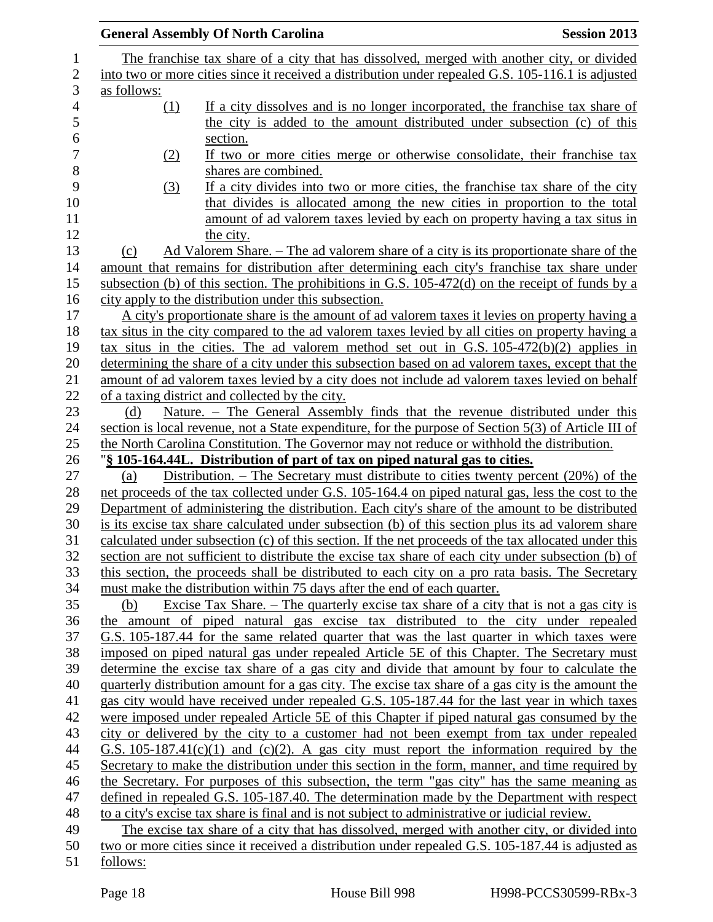The franchise tax share of a city that has dissolved, merged with another city, or divided into two or more cities since it received a distribution under repealed G.S. 105-116.1 is adjusted as follows:

(1) If a city dissolves and is no longer incorporated, the franchise tax share of the city is added to the amount distributed under subsection (c) of this section.

(2) If two or more cities merge or otherwise consolidate, their franchise tax shares are combined.

(3) If a city divides into two or more cities, the franchise tax share of the city that divides is allocated among the new cities in proportion to the total amount of ad valorem taxes levied by each on property having a tax situs in the city.

(c) Ad Valorem Share. – The ad valorem share of a city is its proportionate share of the amount that remains for distribution after determining each city's franchise tax share under subsection (b) of this section. The prohibitions in G.S. 105-472(d) on the receipt of funds by a city apply to the distribution under this subsection.

A city's proportionate share is the amount of ad valorem taxes it levies on property having a tax situs in the city compared to the ad valorem taxes levied by all cities on property having a tax situs in the cities. The ad valorem method set out in G.S. 105-472(b)(2) applies in determining the share of a city under this subsection based on ad valorem taxes, except that the amount of ad valorem taxes levied by a city does not include ad valorem taxes levied on behalf of a taxing district and collected by the city.

(d) Nature. – The General Assembly finds that the revenue distributed under this section is local revenue, not a State expenditure, for the purpose of Section 5(3) of Article III of the North Carolina Constitution. The Governor may not reduce or withhold the distribution.

"**§ 105-164.44L. Distribution of part of tax on piped natural gas to cities.**

(a) Distribution. – The Secretary must distribute to cities twenty percent (20%) of the net proceeds of the tax collected under G.S. 105-164.4 on piped natural gas, less the cost to the Department of administering the distribution. Each city's share of the amount to be distributed is its excise tax share calculated under subsection (b) of this section plus its ad valorem share calculated under subsection (c) of this section. If the net proceeds of the tax allocated under this section are not sufficient to distribute the excise tax share of each city under subsection (b) of this section, the proceeds shall be distributed to each city on a pro rata basis. The Secretary must make the distribution within 75 days after the end of each quarter.

(b) Excise Tax Share. – The quarterly excise tax share of a city that is not a gas city is the amount of piped natural gas excise tax distributed to the city under repealed G.S. 105-187.44 for the same related quarter that was the last quarter in which taxes were imposed on piped natural gas under repealed Article 5E of this Chapter. The Secretary must determine the excise tax share of a gas city and divide that amount by four to calculate the quarterly distribution amount for a gas city. The excise tax share of a gas city is the amount the gas city would have received under repealed G.S. 105-187.44 for the last year in which taxes were imposed under repealed Article 5E of this Chapter if piped natural gas consumed by the city or delivered by the city to a customer had not been exempt from tax under repealed G.S. 105-187.41(c)(1) and (c)(2). A gas city must report the information required by the Secretary to make the distribution under this section in the form, manner, and time required by the Secretary. For purposes of this subsection, the term "gas city" has the same meaning as defined in repealed G.S. 105-187.40. The determination made by the Department with respect to a city's excise tax share is final and is not subject to administrative or judicial review.

The excise tax share of a city that has dissolved, merged with another city, or divided into two or more cities since it received a distribution under repealed G.S. 105-187.44 is adjusted as follows: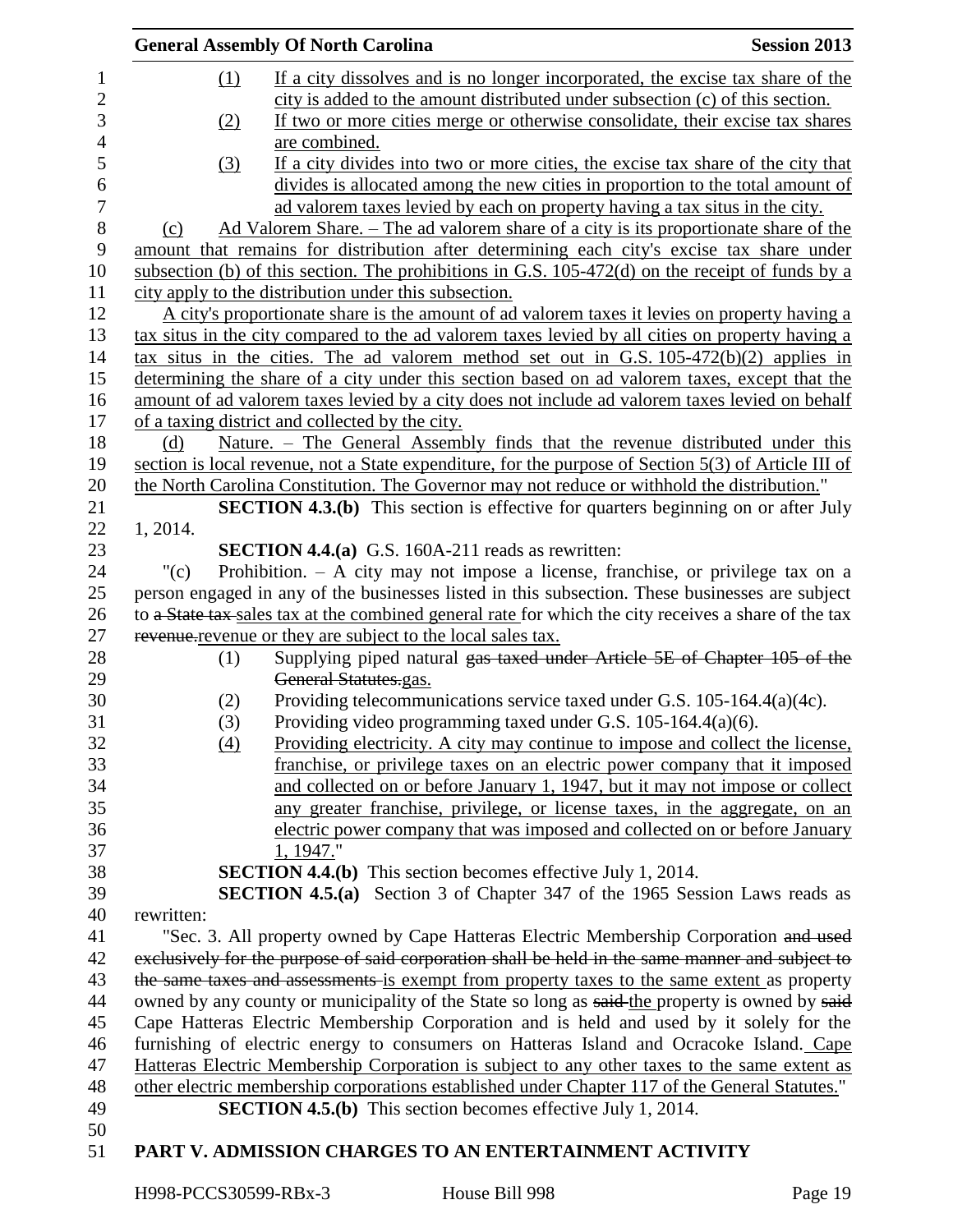(1) If a city dissolves and is no longer incorporated, the excise tax share of the city is added to the amount distributed under subsection (c) of this section.

(2) If two or more cities merge or otherwise consolidate, their excise tax shares are combined.

(3) If a city divides into two or more cities, the excise tax share of the city that divides is allocated among the new cities in proportion to the total amount of ad valorem taxes levied by each on property having a tax situs in the city.

(c) Ad Valorem Share. – The ad valorem share of a city is its proportionate share of the amount that remains for distribution after determining each city's excise tax share under subsection (b) of this section. The prohibitions in G.S. 105-472(d) on the receipt of funds by a city apply to the distribution under this subsection.

A city's proportionate share is the amount of ad valorem taxes it levies on property having a tax situs in the city compared to the ad valorem taxes levied by all cities on property having a tax situs in the cities. The ad valorem method set out in G.S. 105-472(b)(2) applies in determining the share of a city under this section based on ad valorem taxes, except that the amount of ad valorem taxes levied by a city does not include ad valorem taxes levied on behalf of a taxing district and collected by the city.

(d) Nature. – The General Assembly finds that the revenue distributed under this section is local revenue, not a State expenditure, for the purpose of Section 5(3) of Article III of the North Carolina Constitution. The Governor may not reduce or withhold the distribution."

**SECTION 4.3.(b)** This section is effective for quarters beginning on or after July 1, 2014.

**SECTION 4.4.(a)** G.S. 160A-211 reads as rewritten:

"(c) Prohibition. – A city may not impose a license, franchise, or privilege tax on a person engaged in any of the businesses listed in this subsection. These businesses are subject to ~~a State tax~~ sales tax at the combined general rate for which the city receives a share of the tax ~~revenue.~~revenue or they are subject to the local sales tax.

(1) Supplying piped natural ~~gas taxed under Article 5E of Chapter 105 of the General Statutes.~~gas.

(2) Providing telecommunications service taxed under G.S. 105-164.4(a)(4c).

(3) Providing video programming taxed under G.S. 105-164.4(a)(6).

(4) Providing electricity. A city may continue to impose and collect the license, franchise, or privilege taxes on an electric power company that it imposed and collected on or before January 1, 1947, but it may not impose or collect any greater franchise, privilege, or license taxes, in the aggregate, on an electric power company that was imposed and collected on or before January 1, 1947."

**SECTION 4.4.(b)** This section becomes effective July 1, 2014.

**SECTION 4.5.(a)** Section 3 of Chapter 347 of the 1965 Session Laws reads as rewritten:

"Sec. 3. All property owned by Cape Hatteras Electric Membership Corporation ~~and used exclusively for the purpose of said corporation shall be held in the same manner and subject to the same taxes and assessments~~ is exempt from property taxes to the same extent as property owned by any county or municipality of the State so long as ~~said~~ the property is owned by ~~said~~ Cape Hatteras Electric Membership Corporation and is held and used by it solely for the furnishing of electric energy to consumers on Hatteras Island and Ocracoke Island. Cape Hatteras Electric Membership Corporation is subject to any other taxes to the same extent as other electric membership corporations established under Chapter 117 of the General Statutes."

**SECTION 4.5.(b)** This section becomes effective July 1, 2014.

## PART V. ADMISSION CHARGES TO AN ENTERTAINMENT ACTIVITY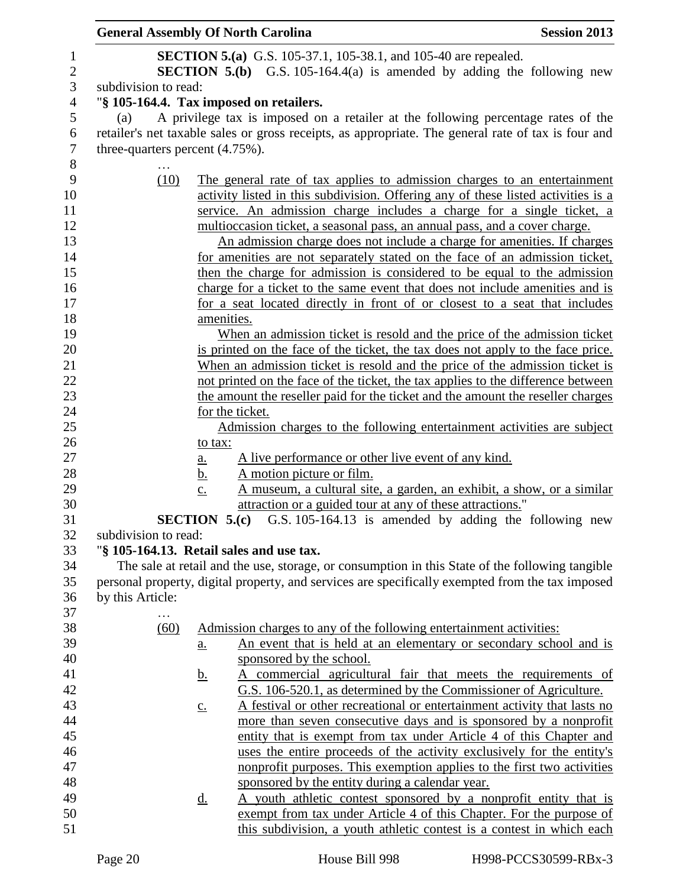**SECTION 5.(a)** G.S. 105-37.1, 105-38.1, and 105-40 are repealed.

**SECTION 5.(b)** G.S. 105-164.4(a) is amended by adding the following new subdivision to read:

"**§ 105-164.4. Tax imposed on retailers.**

(a) A privilege tax is imposed on a retailer at the following percentage rates of the retailer's net taxable sales or gross receipts, as appropriate. The general rate of tax is four and three-quarters percent (4.75%).

…

(10) The general rate of tax applies to admission charges to an entertainment activity listed in this subdivision. Offering any of these listed activities is a service. An admission charge includes a charge for a single ticket, a multioccasion ticket, a seasonal pass, an annual pass, and a cover charge.

An admission charge does not include a charge for amenities. If charges for amenities are not separately stated on the face of an admission ticket, then the charge for admission is considered to be equal to the admission charge for a ticket to the same event that does not include amenities and is for a seat located directly in front of or closest to a seat that includes amenities.

When an admission ticket is resold and the price of the admission ticket is printed on the face of the ticket, the tax does not apply to the face price. When an admission ticket is resold and the price of the admission ticket is not printed on the face of the ticket, the tax applies to the difference between the amount the reseller paid for the ticket and the amount the reseller charges for the ticket.

Admission charges to the following entertainment activities are subject to tax:

a. A live performance or other live event of any kind.
b. A motion picture or film.
c. A museum, a cultural site, a garden, an exhibit, a show, or a similar attraction or a guided tour at any of these attractions."

**SECTION 5.(c)** G.S. 105-164.13 is amended by adding the following new subdivision to read:

"**§ 105-164.13. Retail sales and use tax.**

The sale at retail and the use, storage, or consumption in this State of the following tangible personal property, digital property, and services are specifically exempted from the tax imposed by this Article:

…

(60) Admission charges to any of the following entertainment activities:

a. An event that is held at an elementary or secondary school and is sponsored by the school.
b. A commercial agricultural fair that meets the requirements of G.S. 106-520.1, as determined by the Commissioner of Agriculture.
c. A festival or other recreational or entertainment activity that lasts no more than seven consecutive days and is sponsored by a nonprofit entity that is exempt from tax under Article 4 of this Chapter and uses the entire proceeds of the activity exclusively for the entity's nonprofit purposes. This exemption applies to the first two activities sponsored by the entity during a calendar year.
d. A youth athletic contest sponsored by a nonprofit entity that is exempt from tax under Article 4 of this Chapter. For the purpose of this subdivision, a youth athletic contest is a contest in which each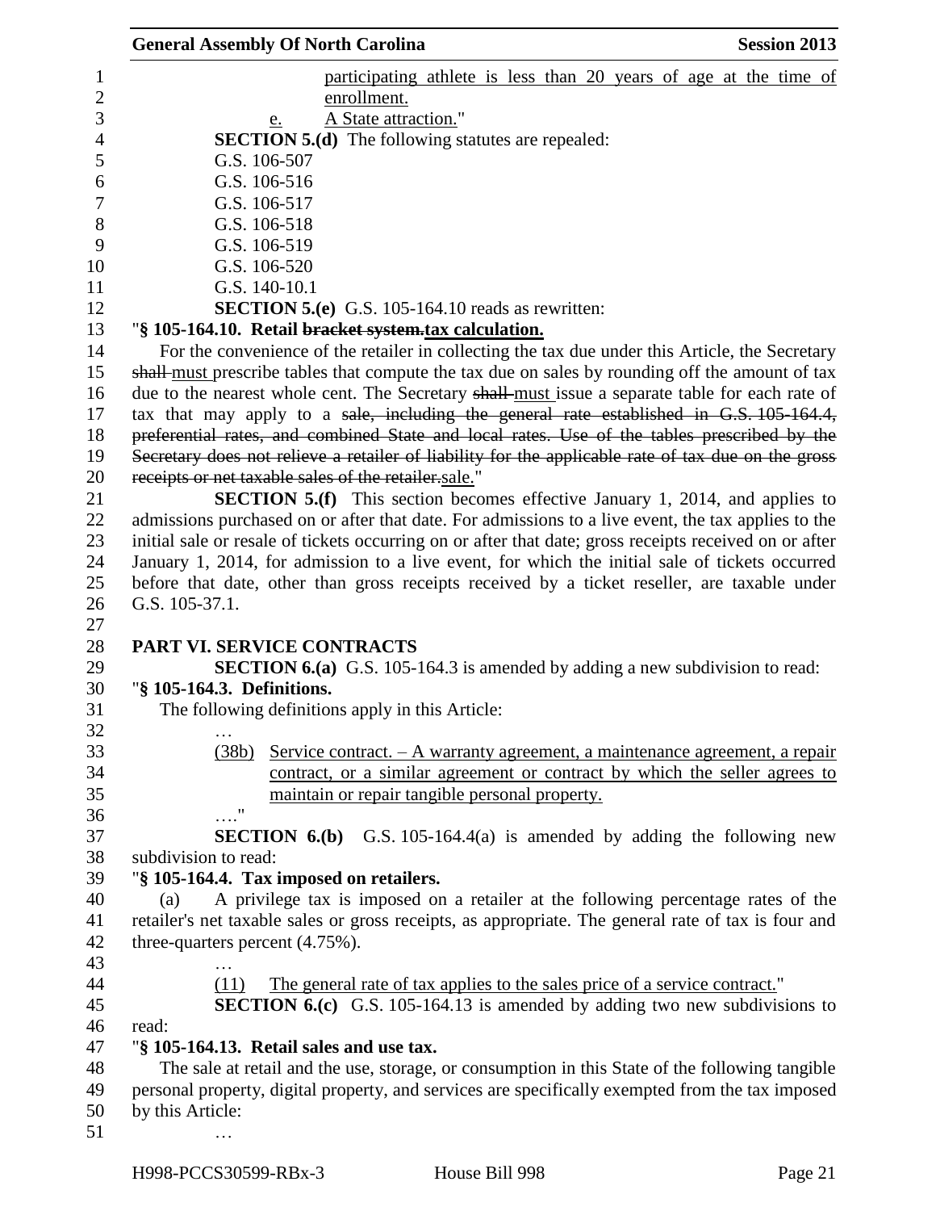participating athlete is less than 20 years of age at the time of enrollment.

e. A State attraction."

**SECTION 5.(d)** The following statutes are repealed:

G.S. 106-507
G.S. 106-516
G.S. 106-517
G.S. 106-518
G.S. 106-519
G.S. 106-520
G.S. 140-10.1

**SECTION 5.(e)** G.S. 105-164.10 reads as rewritten:

"**§ 105-164.10. Retail ~~bracket system.~~tax calculation.**

For the convenience of the retailer in collecting the tax due under this Article, the Secretary ~~shall~~ must prescribe tables that compute the tax due on sales by rounding off the amount of tax due to the nearest whole cent. The Secretary ~~shall~~ must issue a separate table for each rate of tax that may apply to a ~~sale, including the general rate established in G.S. 105-164.4, preferential rates, and combined State and local rates. Use of the tables prescribed by the Secretary does not relieve a retailer of liability for the applicable rate of tax due on the gross receipts or net taxable sales of the retailer.~~sale."

**SECTION 5.(f)** This section becomes effective January 1, 2014, and applies to admissions purchased on or after that date. For admissions to a live event, the tax applies to the initial sale or resale of tickets occurring on or after that date; gross receipts received on or after January 1, 2014, for admission to a live event, for which the initial sale of tickets occurred before that date, other than gross receipts received by a ticket reseller, are taxable under G.S. 105-37.1.

**PART VI. SERVICE CONTRACTS**

**SECTION 6.(a)** G.S. 105-164.3 is amended by adding a new subdivision to read:

"**§ 105-164.3. Definitions.**

The following definitions apply in this Article:

…

(38b) Service contract. – A warranty agreement, a maintenance agreement, a repair contract, or a similar agreement or contract by which the seller agrees to maintain or repair tangible personal property.

…."

**SECTION 6.(b)** G.S. 105-164.4(a) is amended by adding the following new subdivision to read:

"**§ 105-164.4. Tax imposed on retailers.**

(a) A privilege tax is imposed on a retailer at the following percentage rates of the retailer's net taxable sales or gross receipts, as appropriate. The general rate of tax is four and three-quarters percent (4.75%).

…

(11) The general rate of tax applies to the sales price of a service contract."

**SECTION 6.(c)** G.S. 105-164.13 is amended by adding two new subdivisions to read:

"**§ 105-164.13. Retail sales and use tax.**

The sale at retail and the use, storage, or consumption in this State of the following tangible personal property, digital property, and services are specifically exempted from the tax imposed by this Article:

…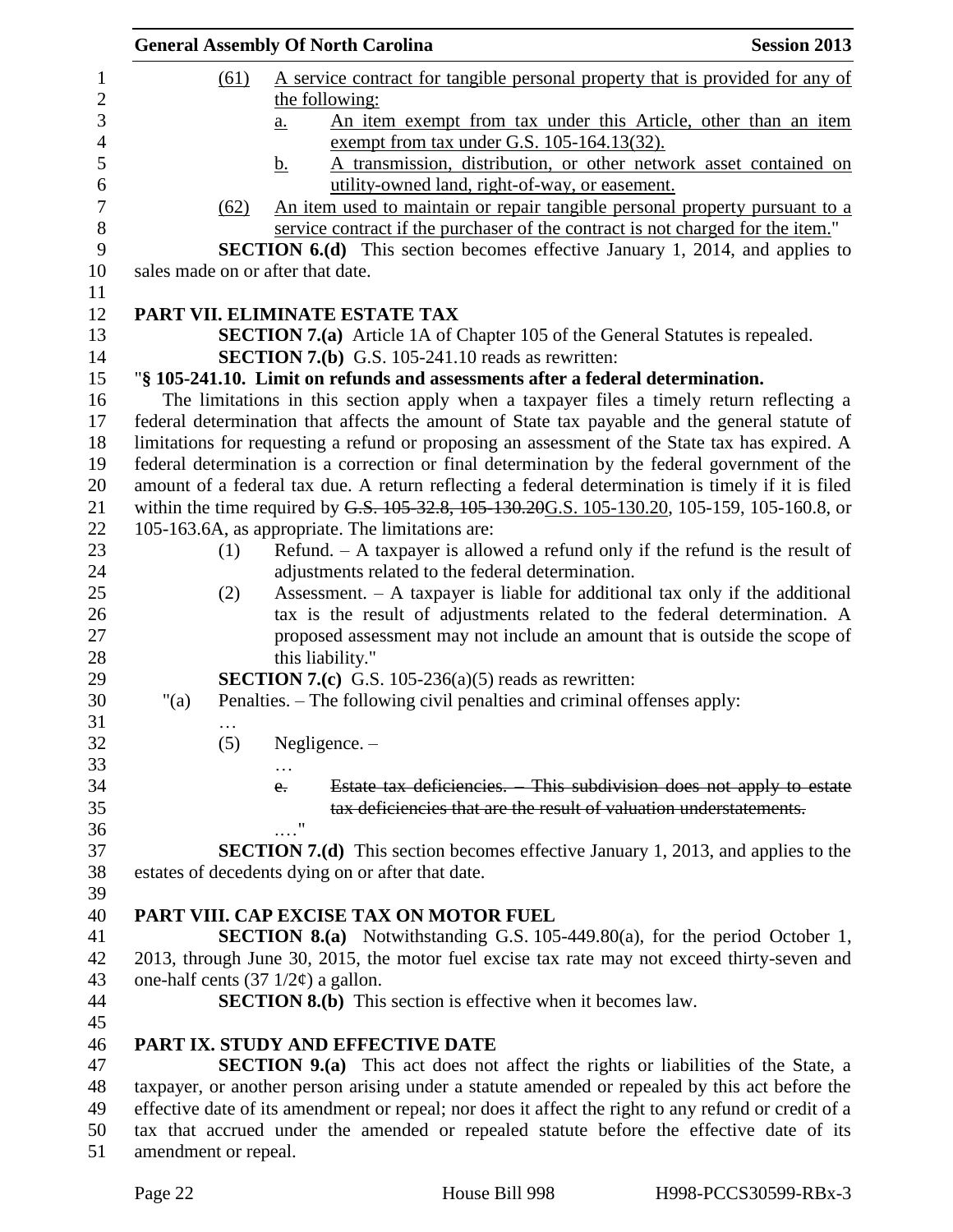(61) A service contract for tangible personal property that is provided for any of the following:

a. An item exempt from tax under this Article, other than an item exempt from tax under G.S. 105-164.13(32).

b. A transmission, distribution, or other network asset contained on utility-owned land, right-of-way, or easement.

(62) An item used to maintain or repair tangible personal property pursuant to a service contract if the purchaser of the contract is not charged for the item."

**SECTION 6.(d)** This section becomes effective January 1, 2014, and applies to sales made on or after that date.

## PART VII. ELIMINATE ESTATE TAX

**SECTION 7.(a)** Article 1A of Chapter 105 of the General Statutes is repealed.

**SECTION 7.(b)** G.S. 105-241.10 reads as rewritten:

"**§ 105-241.10. Limit on refunds and assessments after a federal determination.**

The limitations in this section apply when a taxpayer files a timely return reflecting a federal determination that affects the amount of State tax payable and the general statute of limitations for requesting a refund or proposing an assessment of the State tax has expired. A federal determination is a correction or final determination by the federal government of the amount of a federal tax due. A return reflecting a federal determination is timely if it is filed within the time required by ~~G.S. 105-32.8, 105-130.20~~G.S. 105-130.20, 105-159, 105-160.8, or 105-163.6A, as appropriate. The limitations are:

(1) Refund. – A taxpayer is allowed a refund only if the refund is the result of adjustments related to the federal determination.

(2) Assessment. – A taxpayer is liable for additional tax only if the additional tax is the result of adjustments related to the federal determination. A proposed assessment may not include an amount that is outside the scope of this liability."

**SECTION 7.(c)** G.S. 105-236(a)(5) reads as rewritten:

"(a) Penalties. – The following civil penalties and criminal offenses apply:

…

(5) Negligence. –

…

~~e. Estate tax deficiencies. – This subdivision does not apply to estate tax deficiencies that are the result of valuation understatements.~~

…."

**SECTION 7.(d)** This section becomes effective January 1, 2013, and applies to the estates of decedents dying on or after that date.

## PART VIII. CAP EXCISE TAX ON MOTOR FUEL

**SECTION 8.(a)** Notwithstanding G.S. 105-449.80(a), for the period October 1, 2013, through June 30, 2015, the motor fuel excise tax rate may not exceed thirty-seven and one-half cents (37 1/2¢) a gallon.

**SECTION 8.(b)** This section is effective when it becomes law.

## PART IX. STUDY AND EFFECTIVE DATE

**SECTION 9.(a)** This act does not affect the rights or liabilities of the State, a taxpayer, or another person arising under a statute amended or repealed by this act before the effective date of its amendment or repeal; nor does it affect the right to any refund or credit of a tax that accrued under the amended or repealed statute before the effective date of its amendment or repeal.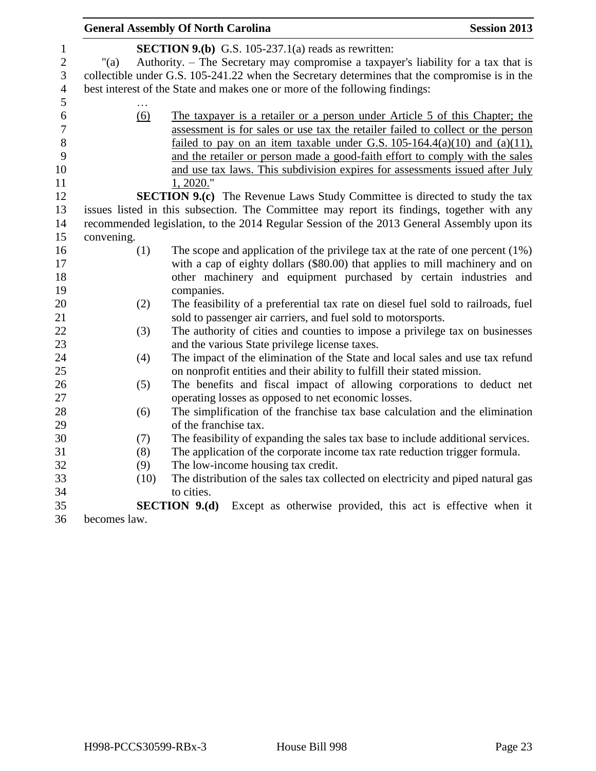**SECTION 9.(b)** G.S. 105-237.1(a) reads as rewritten:

"(a) Authority. – The Secretary may compromise a taxpayer's liability for a tax that is collectible under G.S. 105-241.22 when the Secretary determines that the compromise is in the best interest of the State and makes one or more of the following findings:

…

<u>(6) The taxpayer is a retailer or a person under Article 5 of this Chapter; the assessment is for sales or use tax the retailer failed to collect or the person failed to pay on an item taxable under G.S. 105-164.4(a)(10) and (a)(11), and the retailer or person made a good-faith effort to comply with the sales and use tax laws. This subdivision expires for assessments issued after July 1, 2020.</u>"

**SECTION 9.(c)** The Revenue Laws Study Committee is directed to study the tax issues listed in this subsection. The Committee may report its findings, together with any recommended legislation, to the 2014 Regular Session of the 2013 General Assembly upon its convening.

(1) The scope and application of the privilege tax at the rate of one percent (1%) with a cap of eighty dollars ($80.00) that applies to mill machinery and on other machinery and equipment purchased by certain industries and companies.

(2) The feasibility of a preferential tax rate on diesel fuel sold to railroads, fuel sold to passenger air carriers, and fuel sold to motorsports.

(3) The authority of cities and counties to impose a privilege tax on businesses and the various State privilege license taxes.

(4) The impact of the elimination of the State and local sales and use tax refund on nonprofit entities and their ability to fulfill their stated mission.

(5) The benefits and fiscal impact of allowing corporations to deduct net operating losses as opposed to net economic losses.

(6) The simplification of the franchise tax base calculation and the elimination of the franchise tax.

(7) The feasibility of expanding the sales tax base to include additional services.

(8) The application of the corporate income tax rate reduction trigger formula.

(9) The low-income housing tax credit.

(10) The distribution of the sales tax collected on electricity and piped natural gas to cities.

**SECTION 9.(d)** Except as otherwise provided, this act is effective when it becomes law.